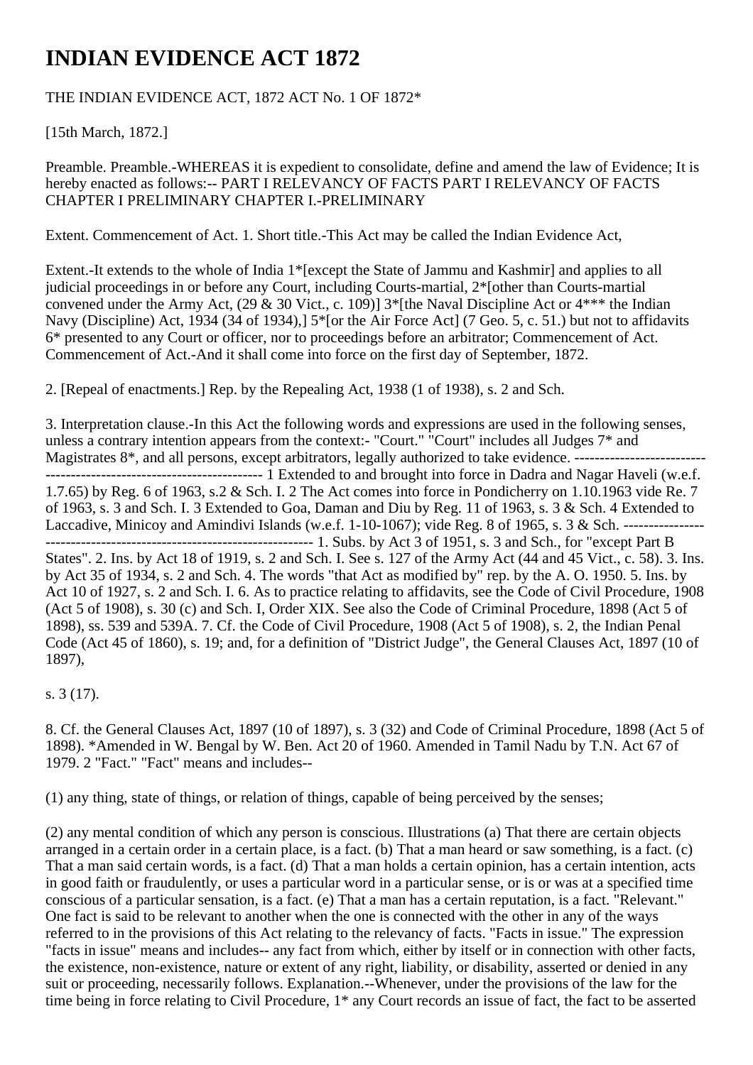# INDIAN EVIDENCE ACT 1872

THE INDIAN EVIDENCE ACT, 1872 ACT No. 1 OF 1872*

[15th March, 1872.]

Preamble. Preamble.-WHEREAS it is expedient to consolidate, define and amend the law of Evidence; It is hereby enacted as follows:-- PART I RELEVANCY OF FACTS PART I RELEVANCY OF FACTS CHAPTER I PRELIMINARY CHAPTER I.-PRELIMINARY

Extent. Commencement of Act. 1. Short title.-This Act may be called the Indian Evidence Act,

Extent.-It extends to the whole of India 1*[except the State of Jammu and Kashmir] and applies to all judicial proceedings in or before any Court, including Courts-martial, 2*[other than Courts-martial convened under the Army Act, (29 & 30 Vict., c. 109)] 3*[the Naval Discipline Act or 4*** the Indian Navy (Discipline) Act, 1934 (34 of 1934),] 5*[or the Air Force Act] (7 Geo. 5, c. 51.) but not to affidavits 6* presented to any Court or officer, nor to proceedings before an arbitrator; Commencement of Act. Commencement of Act.-And it shall come into force on the first day of September, 1872.

2. [Repeal of enactments.] Rep. by the Repealing Act, 1938 (1 of 1938), s. 2 and Sch.

3. Interpretation clause.-In this Act the following words and expressions are used in the following senses, unless a contrary intention appears from the context:- "Court." "Court" includes all Judges 7* and Magistrates 8*, and all persons, except arbitrators, legally authorized to take evidence. -------------------------------------------------------------------- 1 Extended to and brought into force in Dadra and Nagar Haveli (w.e.f. 1.7.65) by Reg. 6 of 1963, s.2 & Sch. I. 2 The Act comes into force in Pondicherry on 1.10.1963 vide Re. 7 of 1963, s. 3 and Sch. I. 3 Extended to Goa, Daman and Diu by Reg. 11 of 1963, s. 3 & Sch. 4 Extended to Laccadive, Minicoy and Amindivi Islands (w.e.f. 1-10-1067); vide Reg. 8 of 1965, s. 3 & Sch. --------------------------------------------------------------------- 1. Subs. by Act 3 of 1951, s. 3 and Sch., for "except Part B States". 2. Ins. by Act 18 of 1919, s. 2 and Sch. I. See s. 127 of the Army Act (44 and 45 Vict., c. 58). 3. Ins. by Act 35 of 1934, s. 2 and Sch. 4. The words "that Act as modified by" rep. by the A. O. 1950. 5. Ins. by Act 10 of 1927, s. 2 and Sch. I. 6. As to practice relating to affidavits, see the Code of Civil Procedure, 1908 (Act 5 of 1908), s. 30 (c) and Sch. I, Order XIX. See also the Code of Criminal Procedure, 1898 (Act 5 of 1898), ss. 539 and 539A. 7. Cf. the Code of Civil Procedure, 1908 (Act 5 of 1908), s. 2, the Indian Penal Code (Act 45 of 1860), s. 19; and, for a definition of "District Judge", the General Clauses Act, 1897 (10 of 1897),

s. 3 (17).

8. Cf. the General Clauses Act, 1897 (10 of 1897), s. 3 (32) and Code of Criminal Procedure, 1898 (Act 5 of 1898). *Amended in W. Bengal by W. Ben. Act 20 of 1960. Amended in Tamil Nadu by T.N. Act 67 of 1979. 2 "Fact." "Fact" means and includes--

(1) any thing, state of things, or relation of things, capable of being perceived by the senses;

(2) any mental condition of which any person is conscious. Illustrations (a) That there are certain objects arranged in a certain order in a certain place, is a fact. (b) That a man heard or saw something, is a fact. (c) That a man said certain words, is a fact. (d) That a man holds a certain opinion, has a certain intention, acts in good faith or fraudulently, or uses a particular word in a particular sense, or is or was at a specified time conscious of a particular sensation, is a fact. (e) That a man has a certain reputation, is a fact. "Relevant." One fact is said to be relevant to another when the one is connected with the other in any of the ways referred to in the provisions of this Act relating to the relevancy of facts. "Facts in issue." The expression "facts in issue" means and includes-- any fact from which, either by itself or in connection with other facts, the existence, non-existence, nature or extent of any right, liability, or disability, asserted or denied in any suit or proceeding, necessarily follows. Explanation.--Whenever, under the provisions of the law for the time being in force relating to Civil Procedure, 1* any Court records an issue of fact, the fact to be asserted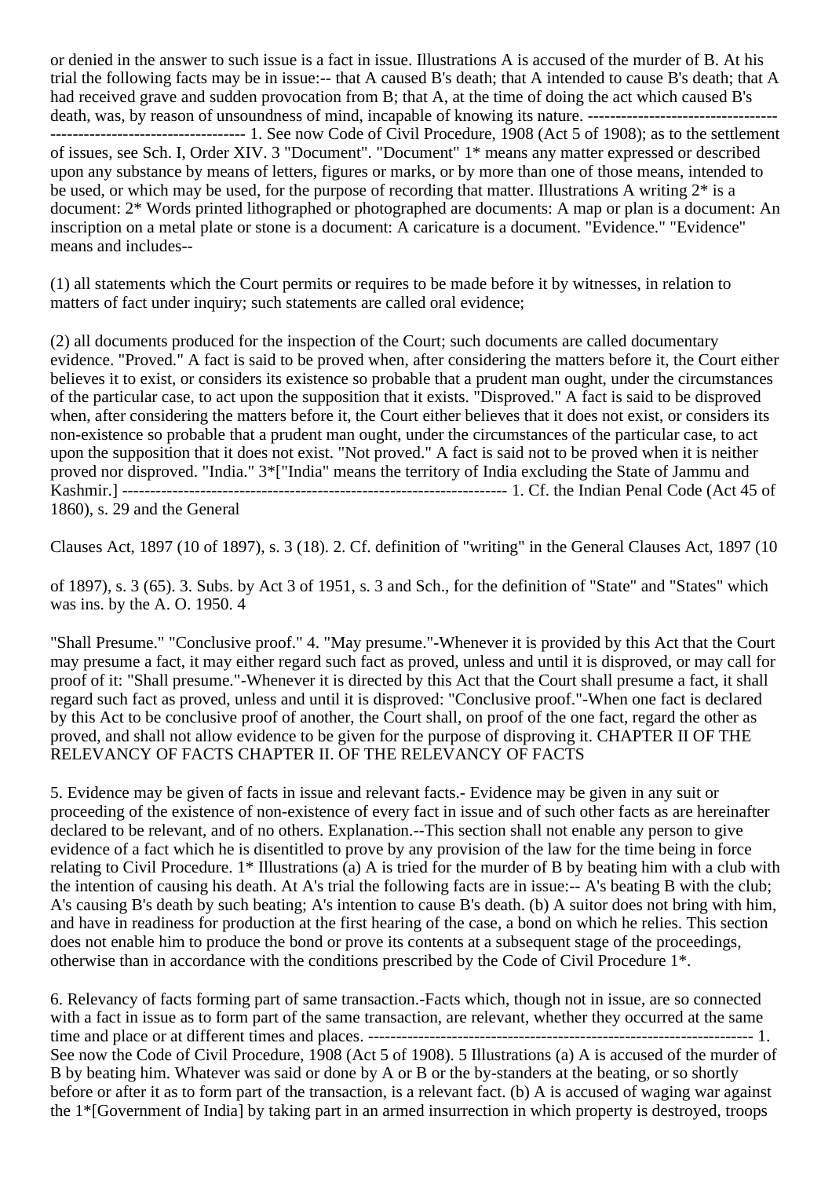or denied in the answer to such issue is a fact in issue. Illustrations A is accused of the murder of B. At his trial the following facts may be in issue:-- that A caused B's death; that A intended to cause B's death; that A had received grave and sudden provocation from B; that A, at the time of doing the act which caused B's death, was, by reason of unsoundness of mind, incapable of knowing its nature. --------------------------------------------------------------------- 1. See now Code of Civil Procedure, 1908 (Act 5 of 1908); as to the settlement of issues, see Sch. I, Order XIV. 3 "Document". "Document" 1* means any matter expressed or described upon any substance by means of letters, figures or marks, or by more than one of those means, intended to be used, or which may be used, for the purpose of recording that matter. Illustrations A writing 2* is a document: 2* Words printed lithographed or photographed are documents: A map or plan is a document: An inscription on a metal plate or stone is a document: A caricature is a document. "Evidence." "Evidence" means and includes--

(1) all statements which the Court permits or requires to be made before it by witnesses, in relation to matters of fact under inquiry; such statements are called oral evidence;

(2) all documents produced for the inspection of the Court; such documents are called documentary evidence. "Proved." A fact is said to be proved when, after considering the matters before it, the Court either believes it to exist, or considers its existence so probable that a prudent man ought, under the circumstances of the particular case, to act upon the supposition that it exists. "Disproved." A fact is said to be disproved when, after considering the matters before it, the Court either believes that it does not exist, or considers its non-existence so probable that a prudent man ought, under the circumstances of the particular case, to act upon the supposition that it does not exist. "Not proved." A fact is said not to be proved when it is neither proved nor disproved. "India." 3*["India" means the territory of India excluding the State of Jammu and Kashmir.] --------------------------------------------------------------------- 1. Cf. the Indian Penal Code (Act 45 of 1860), s. 29 and the General

Clauses Act, 1897 (10 of 1897), s. 3 (18). 2. Cf. definition of "writing" in the General Clauses Act, 1897 (10

of 1897), s. 3 (65). 3. Subs. by Act 3 of 1951, s. 3 and Sch., for the definition of "State" and "States" which was ins. by the A. O. 1950. 4

"Shall Presume." "Conclusive proof." 4. "May presume."-Whenever it is provided by this Act that the Court may presume a fact, it may either regard such fact as proved, unless and until it is disproved, or may call for proof of it: "Shall presume."-Whenever it is directed by this Act that the Court shall presume a fact, it shall regard such fact as proved, unless and until it is disproved: "Conclusive proof."-When one fact is declared by this Act to be conclusive proof of another, the Court shall, on proof of the one fact, regard the other as proved, and shall not allow evidence to be given for the purpose of disproving it. CHAPTER II OF THE RELEVANCY OF FACTS CHAPTER II. OF THE RELEVANCY OF FACTS

5. Evidence may be given of facts in issue and relevant facts.- Evidence may be given in any suit or proceeding of the existence of non-existence of every fact in issue and of such other facts as are hereinafter declared to be relevant, and of no others. Explanation.--This section shall not enable any person to give evidence of a fact which he is disentitled to prove by any provision of the law for the time being in force relating to Civil Procedure. 1* Illustrations (a) A is tried for the murder of B by beating him with a club with the intention of causing his death. At A's trial the following facts are in issue:-- A's beating B with the club; A's causing B's death by such beating; A's intention to cause B's death. (b) A suitor does not bring with him, and have in readiness for production at the first hearing of the case, a bond on which he relies. This section does not enable him to produce the bond or prove its contents at a subsequent stage of the proceedings, otherwise than in accordance with the conditions prescribed by the Code of Civil Procedure 1*.

6. Relevancy of facts forming part of same transaction.-Facts which, though not in issue, are so connected with a fact in issue as to form part of the same transaction, are relevant, whether they occurred at the same time and place or at different times and places. --------------------------------------------------------------------- 1. See now the Code of Civil Procedure, 1908 (Act 5 of 1908). 5 Illustrations (a) A is accused of the murder of B by beating him. Whatever was said or done by A or B or the by-standers at the beating, or so shortly before or after it as to form part of the transaction, is a relevant fact. (b) A is accused of waging war against the 1*[Government of India] by taking part in an armed insurrection in which property is destroyed, troops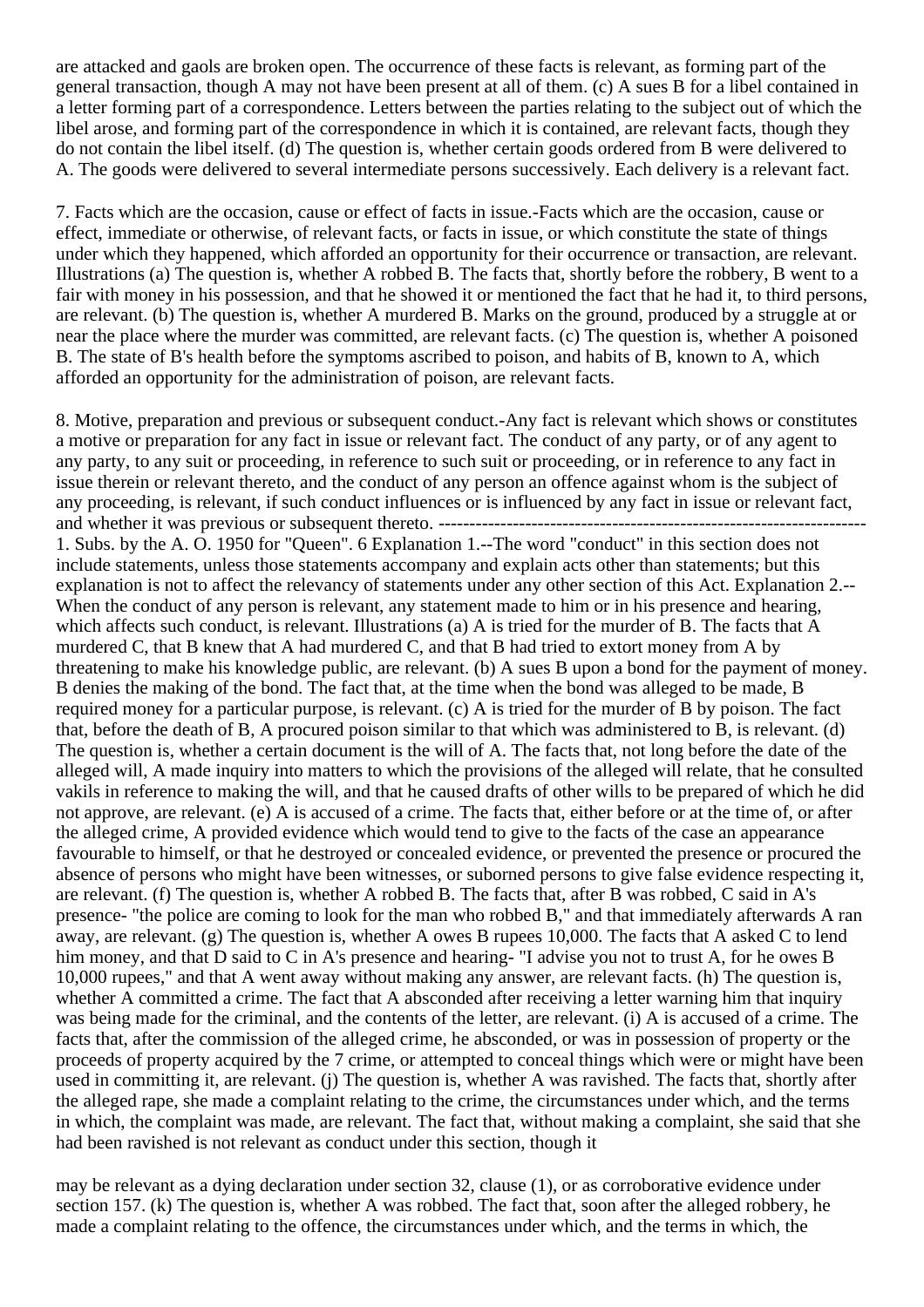are attacked and gaols are broken open. The occurrence of these facts is relevant, as forming part of the general transaction, though A may not have been present at all of them. (c) A sues B for a libel contained in a letter forming part of a correspondence. Letters between the parties relating to the subject out of which the libel arose, and forming part of the correspondence in which it is contained, are relevant facts, though they do not contain the libel itself. (d) The question is, whether certain goods ordered from B were delivered to A. The goods were delivered to several intermediate persons successively. Each delivery is a relevant fact.

7. Facts which are the occasion, cause or effect of facts in issue.-Facts which are the occasion, cause or effect, immediate or otherwise, of relevant facts, or facts in issue, or which constitute the state of things under which they happened, which afforded an opportunity for their occurrence or transaction, are relevant. Illustrations (a) The question is, whether A robbed B. The facts that, shortly before the robbery, B went to a fair with money in his possession, and that he showed it or mentioned the fact that he had it, to third persons, are relevant. (b) The question is, whether A murdered B. Marks on the ground, produced by a struggle at or near the place where the murder was committed, are relevant facts. (c) The question is, whether A poisoned B. The state of B's health before the symptoms ascribed to poison, and habits of B, known to A, which afforded an opportunity for the administration of poison, are relevant facts.

8. Motive, preparation and previous or subsequent conduct.-Any fact is relevant which shows or constitutes a motive or preparation for any fact in issue or relevant fact. The conduct of any party, or of any agent to any party, to any suit or proceeding, in reference to such suit or proceeding, or in reference to any fact in issue therein or relevant thereto, and the conduct of any person an offence against whom is the subject of any proceeding, is relevant, if such conduct influences or is influenced by any fact in issue or relevant fact, and whether it was previous or subsequent thereto. ---------------------------------------------------------------------- 1. Subs. by the A. O. 1950 for "Queen". 6 Explanation 1.--The word "conduct" in this section does not include statements, unless those statements accompany and explain acts other than statements; but this explanation is not to affect the relevancy of statements under any other section of this Act. Explanation 2.-- When the conduct of any person is relevant, any statement made to him or in his presence and hearing, which affects such conduct, is relevant. Illustrations (a) A is tried for the murder of B. The facts that A murdered C, that B knew that A had murdered C, and that B had tried to extort money from A by threatening to make his knowledge public, are relevant. (b) A sues B upon a bond for the payment of money. B denies the making of the bond. The fact that, at the time when the bond was alleged to be made, B required money for a particular purpose, is relevant. (c) A is tried for the murder of B by poison. The fact that, before the death of B, A procured poison similar to that which was administered to B, is relevant. (d) The question is, whether a certain document is the will of A. The facts that, not long before the date of the alleged will, A made inquiry into matters to which the provisions of the alleged will relate, that he consulted vakils in reference to making the will, and that he caused drafts of other wills to be prepared of which he did not approve, are relevant. (e) A is accused of a crime. The facts that, either before or at the time of, or after the alleged crime, A provided evidence which would tend to give to the facts of the case an appearance favourable to himself, or that he destroyed or concealed evidence, or prevented the presence or procured the absence of persons who might have been witnesses, or suborned persons to give false evidence respecting it, are relevant. (f) The question is, whether A robbed B. The facts that, after B was robbed, C said in A's presence- "the police are coming to look for the man who robbed B," and that immediately afterwards A ran away, are relevant. (g) The question is, whether A owes B rupees 10,000. The facts that A asked C to lend him money, and that D said to C in A's presence and hearing- "I advise you not to trust A, for he owes B 10,000 rupees," and that A went away without making any answer, are relevant facts. (h) The question is, whether A committed a crime. The fact that A absconded after receiving a letter warning him that inquiry was being made for the criminal, and the contents of the letter, are relevant. (i) A is accused of a crime. The facts that, after the commission of the alleged crime, he absconded, or was in possession of property or the proceeds of property acquired by the 7 crime, or attempted to conceal things which were or might have been used in committing it, are relevant. (j) The question is, whether A was ravished. The facts that, shortly after the alleged rape, she made a complaint relating to the crime, the circumstances under which, and the terms in which, the complaint was made, are relevant. The fact that, without making a complaint, she said that she had been ravished is not relevant as conduct under this section, though it

may be relevant as a dying declaration under section 32, clause (1), or as corroborative evidence under section 157. (k) The question is, whether A was robbed. The fact that, soon after the alleged robbery, he made a complaint relating to the offence, the circumstances under which, and the terms in which, the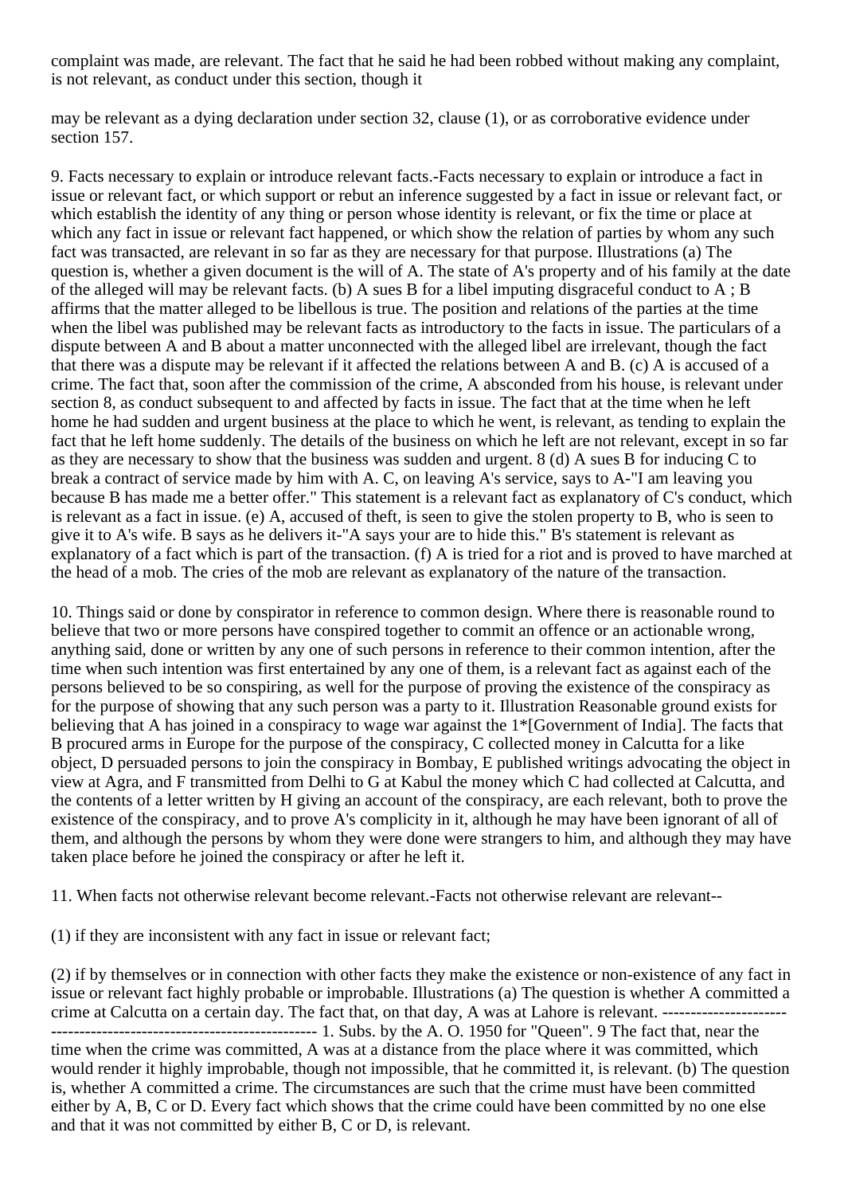complaint was made, are relevant. The fact that he said he had been robbed without making any complaint, is not relevant, as conduct under this section, though it

may be relevant as a dying declaration under section 32, clause (1), or as corroborative evidence under section 157.

9. Facts necessary to explain or introduce relevant facts.-Facts necessary to explain or introduce a fact in issue or relevant fact, or which support or rebut an inference suggested by a fact in issue or relevant fact, or which establish the identity of any thing or person whose identity is relevant, or fix the time or place at which any fact in issue or relevant fact happened, or which show the relation of parties by whom any such fact was transacted, are relevant in so far as they are necessary for that purpose. Illustrations (a) The question is, whether a given document is the will of A. The state of A's property and of his family at the date of the alleged will may be relevant facts. (b) A sues B for a libel imputing disgraceful conduct to A ; B affirms that the matter alleged to be libellous is true. The position and relations of the parties at the time when the libel was published may be relevant facts as introductory to the facts in issue. The particulars of a dispute between A and B about a matter unconnected with the alleged libel are irrelevant, though the fact that there was a dispute may be relevant if it affected the relations between A and B. (c) A is accused of a crime. The fact that, soon after the commission of the crime, A absconded from his house, is relevant under section 8, as conduct subsequent to and affected by facts in issue. The fact that at the time when he left home he had sudden and urgent business at the place to which he went, is relevant, as tending to explain the fact that he left home suddenly. The details of the business on which he left are not relevant, except in so far as they are necessary to show that the business was sudden and urgent. 8 (d) A sues B for inducing C to break a contract of service made by him with A. C, on leaving A's service, says to A-"I am leaving you because B has made me a better offer." This statement is a relevant fact as explanatory of C's conduct, which is relevant as a fact in issue. (e) A, accused of theft, is seen to give the stolen property to B, who is seen to give it to A's wife. B says as he delivers it-"A says your are to hide this." B's statement is relevant as explanatory of a fact which is part of the transaction. (f) A is tried for a riot and is proved to have marched at the head of a mob. The cries of the mob are relevant as explanatory of the nature of the transaction.

10. Things said or done by conspirator in reference to common design. Where there is reasonable round to believe that two or more persons have conspired together to commit an offence or an actionable wrong, anything said, done or written by any one of such persons in reference to their common intention, after the time when such intention was first entertained by any one of them, is a relevant fact as against each of the persons believed to be so conspiring, as well for the purpose of proving the existence of the conspiracy as for the purpose of showing that any such person was a party to it. Illustration Reasonable ground exists for believing that A has joined in a conspiracy to wage war against the 1*[Government of India]. The facts that B procured arms in Europe for the purpose of the conspiracy, C collected money in Calcutta for a like object, D persuaded persons to join the conspiracy in Bombay, E published writings advocating the object in view at Agra, and F transmitted from Delhi to G at Kabul the money which C had collected at Calcutta, and the contents of a letter written by H giving an account of the conspiracy, are each relevant, both to prove the existence of the conspiracy, and to prove A's complicity in it, although he may have been ignorant of all of them, and although the persons by whom they were done were strangers to him, and although they may have taken place before he joined the conspiracy or after he left it.

11. When facts not otherwise relevant become relevant.-Facts not otherwise relevant are relevant--

(1) if they are inconsistent with any fact in issue or relevant fact;

(2) if by themselves or in connection with other facts they make the existence or non-existence of any fact in issue or relevant fact highly probable or improbable. Illustrations (a) The question is whether A committed a crime at Calcutta on a certain day. The fact that, on that day, A was at Lahore is relevant. ---------------------------------------------------------------- 1. Subs. by the A. O. 1950 for "Queen". 9 The fact that, near the time when the crime was committed, A was at a distance from the place where it was committed, which would render it highly improbable, though not impossible, that he committed it, is relevant. (b) The question is, whether A committed a crime. The circumstances are such that the crime must have been committed either by A, B, C or D. Every fact which shows that the crime could have been committed by no one else and that it was not committed by either B, C or D, is relevant.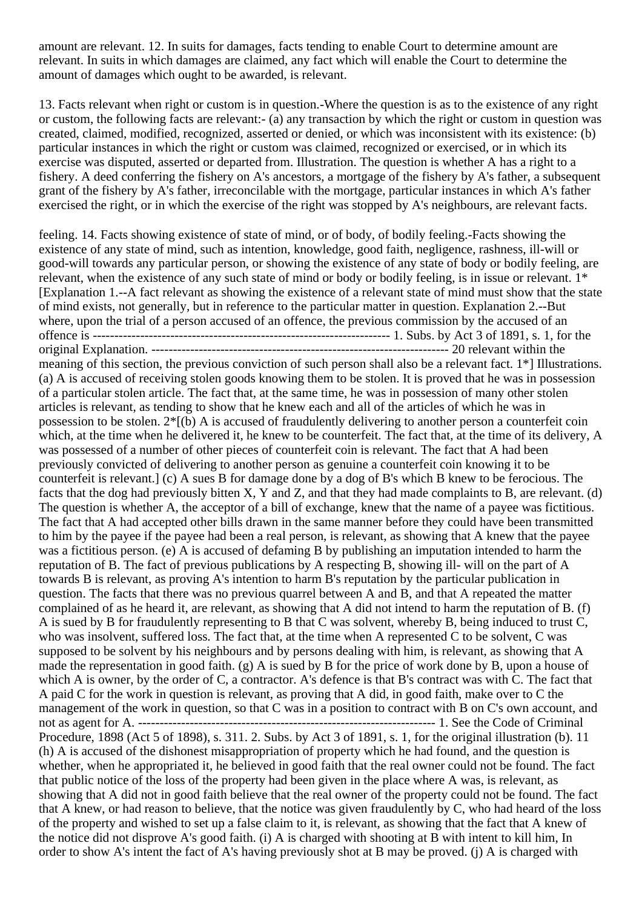amount are relevant. 12. In suits for damages, facts tending to enable Court to determine amount are relevant. In suits in which damages are claimed, any fact which will enable the Court to determine the amount of damages which ought to be awarded, is relevant.

13. Facts relevant when right or custom is in question.-Where the question is as to the existence of any right or custom, the following facts are relevant:- (a) any transaction by which the right or custom in question was created, claimed, modified, recognized, asserted or denied, or which was inconsistent with its existence: (b) particular instances in which the right or custom was claimed, recognized or exercised, or in which its exercise was disputed, asserted or departed from. Illustration. The question is whether A has a right to a fishery. A deed conferring the fishery on A's ancestors, a mortgage of the fishery by A's father, a subsequent grant of the fishery by A's father, irreconcilable with the mortgage, particular instances in which A's father exercised the right, or in which the exercise of the right was stopped by A's neighbours, are relevant facts.

feeling. 14. Facts showing existence of state of mind, or of body, of bodily feeling.-Facts showing the existence of any state of mind, such as intention, knowledge, good faith, negligence, rashness, ill-will or good-will towards any particular person, or showing the existence of any state of body or bodily feeling, are relevant, when the existence of any such state of mind or body or bodily feeling, is in issue or relevant. 1*[Explanation 1.--A fact relevant as showing the existence of a relevant state of mind must show that the state of mind exists, not generally, but in reference to the particular matter in question. Explanation 2.--But where, upon the trial of a person accused of an offence, the previous commission by the accused of an offence is --------------------------------------------------------------------- 1. Subs. by Act 3 of 1891, s. 1, for the original Explanation. --------------------------------------------------------------------- 20 relevant within the meaning of this section, the previous conviction of such person shall also be a relevant fact. 1*] Illustrations. (a) A is accused of receiving stolen goods knowing them to be stolen. It is proved that he was in possession of a particular stolen article. The fact that, at the same time, he was in possession of many other stolen articles is relevant, as tending to show that he knew each and all of the articles of which he was in possession to be stolen. 2*[(b) A is accused of fraudulently delivering to another person a counterfeit coin which, at the time when he delivered it, he knew to be counterfeit. The fact that, at the time of its delivery, A was possessed of a number of other pieces of counterfeit coin is relevant. The fact that A had been previously convicted of delivering to another person as genuine a counterfeit coin knowing it to be counterfeit is relevant.] (c) A sues B for damage done by a dog of B's which B knew to be ferocious. The facts that the dog had previously bitten X, Y and Z, and that they had made complaints to B, are relevant. (d) The question is whether A, the acceptor of a bill of exchange, knew that the name of a payee was fictitious. The fact that A had accepted other bills drawn in the same manner before they could have been transmitted to him by the payee if the payee had been a real person, is relevant, as showing that A knew that the payee was a fictitious person. (e) A is accused of defaming B by publishing an imputation intended to harm the reputation of B. The fact of previous publications by A respecting B, showing ill- will on the part of A towards B is relevant, as proving A's intention to harm B's reputation by the particular publication in question. The facts that there was no previous quarrel between A and B, and that A repeated the matter complained of as he heard it, are relevant, as showing that A did not intend to harm the reputation of B. (f) A is sued by B for fraudulently representing to B that C was solvent, whereby B, being induced to trust C, who was insolvent, suffered loss. The fact that, at the time when A represented C to be solvent, C was supposed to be solvent by his neighbours and by persons dealing with him, is relevant, as showing that A made the representation in good faith. (g) A is sued by B for the price of work done by B, upon a house of which A is owner, by the order of C, a contractor. A's defence is that B's contract was with C. The fact that A paid C for the work in question is relevant, as proving that A did, in good faith, make over to C the management of the work in question, so that C was in a position to contract with B on C's own account, and not as agent for A. --------------------------------------------------------------------- 1. See the Code of Criminal Procedure, 1898 (Act 5 of 1898), s. 311. 2. Subs. by Act 3 of 1891, s. 1, for the original illustration (b). 11 (h) A is accused of the dishonest misappropriation of property which he had found, and the question is whether, when he appropriated it, he believed in good faith that the real owner could not be found. The fact that public notice of the loss of the property had been given in the place where A was, is relevant, as showing that A did not in good faith believe that the real owner of the property could not be found. The fact that A knew, or had reason to believe, that the notice was given fraudulently by C, who had heard of the loss of the property and wished to set up a false claim to it, is relevant, as showing that the fact that A knew of the notice did not disprove A's good faith. (i) A is charged with shooting at B with intent to kill him, In order to show A's intent the fact of A's having previously shot at B may be proved. (j) A is charged with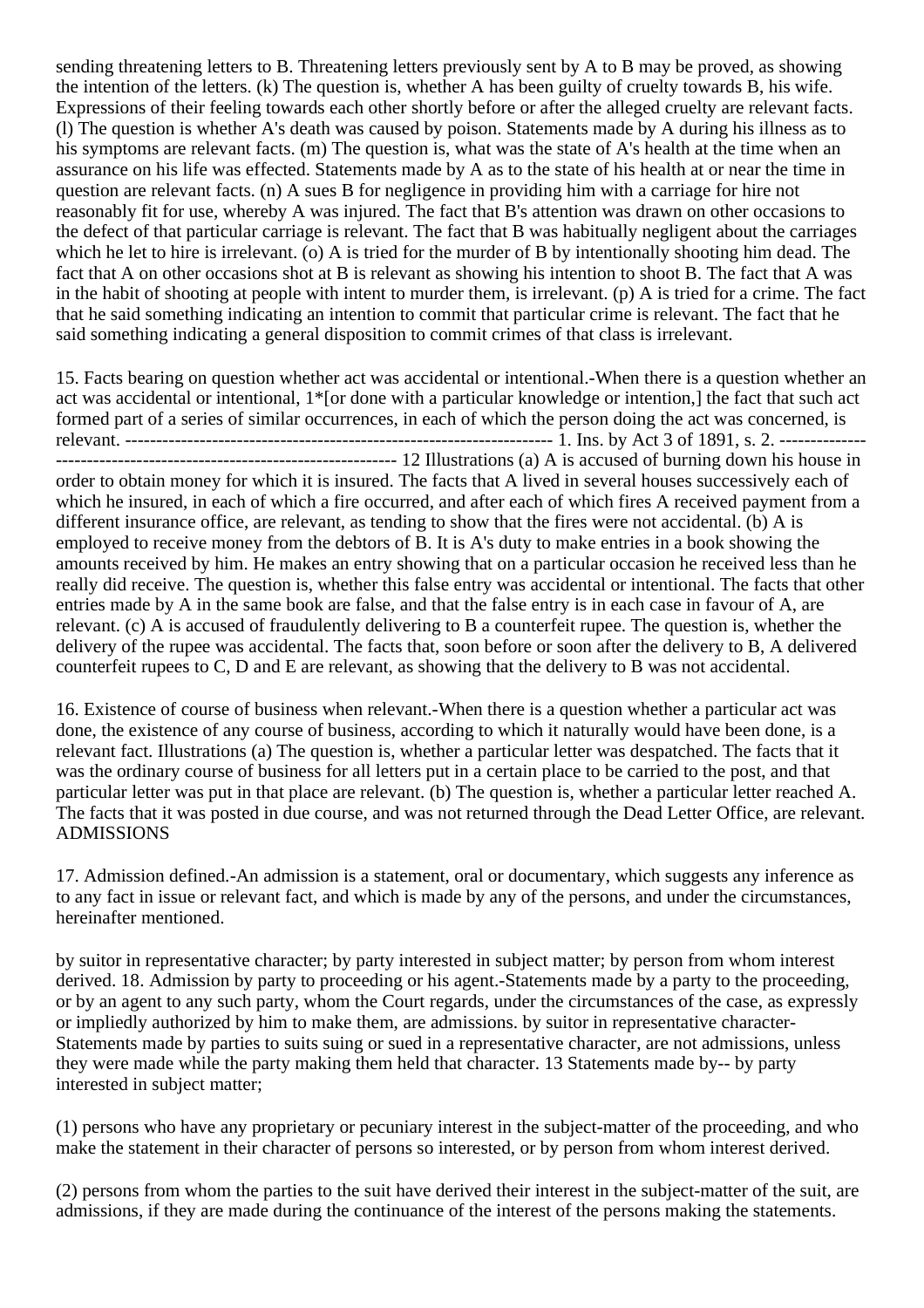sending threatening letters to B. Threatening letters previously sent by A to B may be proved, as showing the intention of the letters. (k) The question is, whether A has been guilty of cruelty towards B, his wife. Expressions of their feeling towards each other shortly before or after the alleged cruelty are relevant facts. (l) The question is whether A's death was caused by poison. Statements made by A during his illness as to his symptoms are relevant facts. (m) The question is, what was the state of A's health at the time when an assurance on his life was effected. Statements made by A as to the state of his health at or near the time in question are relevant facts. (n) A sues B for negligence in providing him with a carriage for hire not reasonably fit for use, whereby A was injured. The fact that B's attention was drawn on other occasions to the defect of that particular carriage is relevant. The fact that B was habitually negligent about the carriages which he let to hire is irrelevant. (o) A is tried for the murder of B by intentionally shooting him dead. The fact that A on other occasions shot at B is relevant as showing his intention to shoot B. The fact that A was in the habit of shooting at people with intent to murder them, is irrelevant. (p) A is tried for a crime. The fact that he said something indicating an intention to commit that particular crime is relevant. The fact that he said something indicating a general disposition to commit crimes of that class is irrelevant.

15. Facts bearing on question whether act was accidental or intentional.-When there is a question whether an act was accidental or intentional, 1*[or done with a particular knowledge or intention,] the fact that such act formed part of a series of similar occurrences, in each of which the person doing the act was concerned, is relevant. --------------------------------------------------------------------- 1. Ins. by Act 3 of 1891, s. 2. --------------------------------------------------------------------- 12 Illustrations (a) A is accused of burning down his house in order to obtain money for which it is insured. The facts that A lived in several houses successively each of which he insured, in each of which a fire occurred, and after each of which fires A received payment from a different insurance office, are relevant, as tending to show that the fires were not accidental. (b) A is employed to receive money from the debtors of B. It is A's duty to make entries in a book showing the amounts received by him. He makes an entry showing that on a particular occasion he received less than he really did receive. The question is, whether this false entry was accidental or intentional. The facts that other entries made by A in the same book are false, and that the false entry is in each case in favour of A, are relevant. (c) A is accused of fraudulently delivering to B a counterfeit rupee. The question is, whether the delivery of the rupee was accidental. The facts that, soon before or soon after the delivery to B, A delivered counterfeit rupees to C, D and E are relevant, as showing that the delivery to B was not accidental.

16. Existence of course of business when relevant.-When there is a question whether a particular act was done, the existence of any course of business, according to which it naturally would have been done, is a relevant fact. Illustrations (a) The question is, whether a particular letter was despatched. The facts that it was the ordinary course of business for all letters put in a certain place to be carried to the post, and that particular letter was put in that place are relevant. (b) The question is, whether a particular letter reached A. The facts that it was posted in due course, and was not returned through the Dead Letter Office, are relevant. ADMISSIONS

17. Admission defined.-An admission is a statement, oral or documentary, which suggests any inference as to any fact in issue or relevant fact, and which is made by any of the persons, and under the circumstances, hereinafter mentioned.

by suitor in representative character; by party interested in subject matter; by person from whom interest derived. 18. Admission by party to proceeding or his agent.-Statements made by a party to the proceeding, or by an agent to any such party, whom the Court regards, under the circumstances of the case, as expressly or impliedly authorized by him to make them, are admissions. by suitor in representative character-Statements made by parties to suits suing or sued in a representative character, are not admissions, unless they were made while the party making them held that character. 13 Statements made by-- by party interested in subject matter;

(1) persons who have any proprietary or pecuniary interest in the subject-matter of the proceeding, and who make the statement in their character of persons so interested, or by person from whom interest derived.

(2) persons from whom the parties to the suit have derived their interest in the subject-matter of the suit, are admissions, if they are made during the continuance of the interest of the persons making the statements.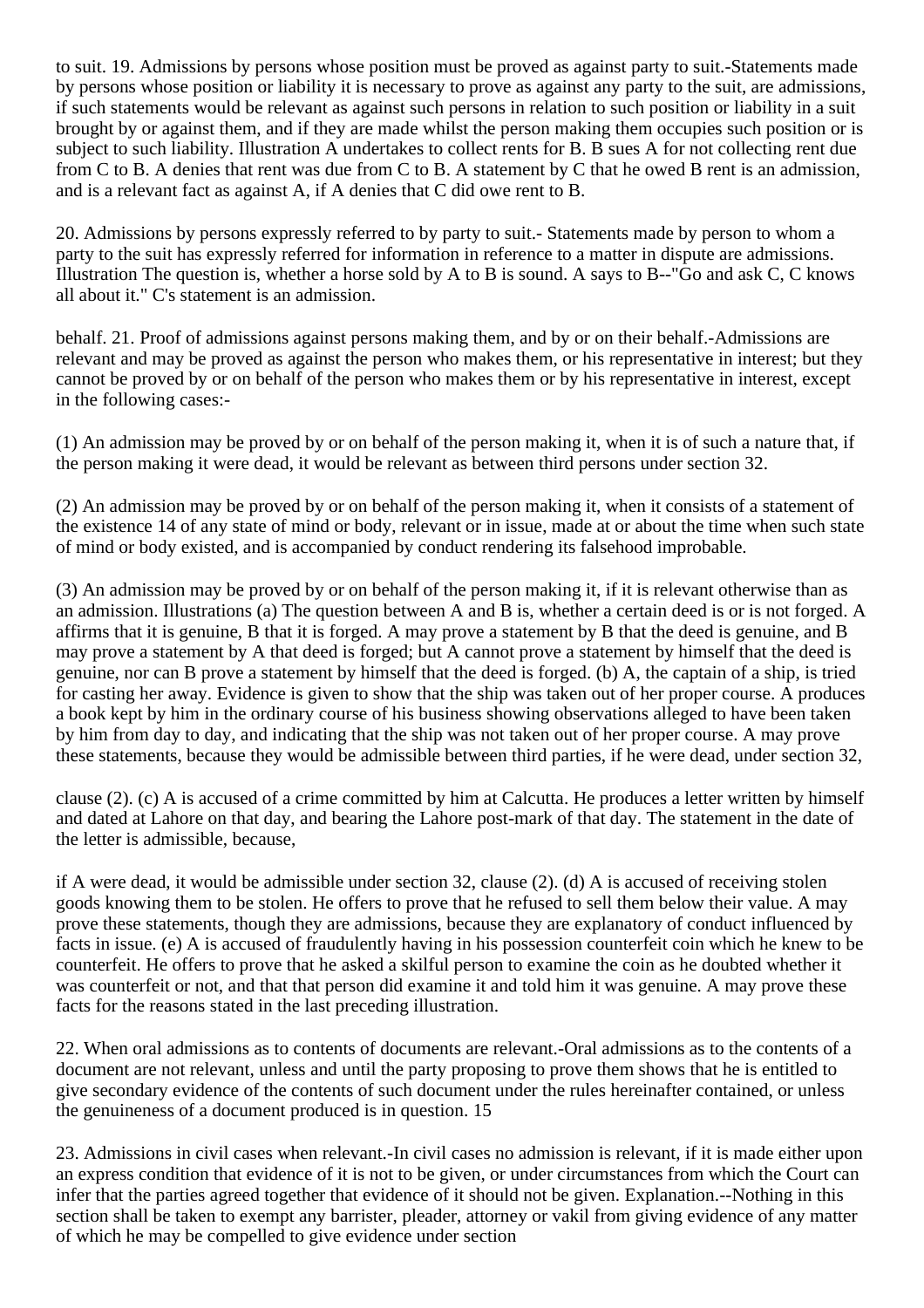to suit. 19. Admissions by persons whose position must be proved as against party to suit.-Statements made by persons whose position or liability it is necessary to prove as against any party to the suit, are admissions, if such statements would be relevant as against such persons in relation to such position or liability in a suit brought by or against them, and if they are made whilst the person making them occupies such position or is subject to such liability. Illustration A undertakes to collect rents for B. B sues A for not collecting rent due from C to B. A denies that rent was due from C to B. A statement by C that he owed B rent is an admission, and is a relevant fact as against A, if A denies that C did owe rent to B.

20. Admissions by persons expressly referred to by party to suit.- Statements made by person to whom a party to the suit has expressly referred for information in reference to a matter in dispute are admissions. Illustration The question is, whether a horse sold by A to B is sound. A says to B--"Go and ask C, C knows all about it." C's statement is an admission.

behalf. 21. Proof of admissions against persons making them, and by or on their behalf.-Admissions are relevant and may be proved as against the person who makes them, or his representative in interest; but they cannot be proved by or on behalf of the person who makes them or by his representative in interest, except in the following cases:-

(1) An admission may be proved by or on behalf of the person making it, when it is of such a nature that, if the person making it were dead, it would be relevant as between third persons under section 32.

(2) An admission may be proved by or on behalf of the person making it, when it consists of a statement of the existence 14 of any state of mind or body, relevant or in issue, made at or about the time when such state of mind or body existed, and is accompanied by conduct rendering its falsehood improbable.

(3) An admission may be proved by or on behalf of the person making it, if it is relevant otherwise than as an admission. Illustrations (a) The question between A and B is, whether a certain deed is or is not forged. A affirms that it is genuine, B that it is forged. A may prove a statement by B that the deed is genuine, and B may prove a statement by A that deed is forged; but A cannot prove a statement by himself that the deed is genuine, nor can B prove a statement by himself that the deed is forged. (b) A, the captain of a ship, is tried for casting her away. Evidence is given to show that the ship was taken out of her proper course. A produces a book kept by him in the ordinary course of his business showing observations alleged to have been taken by him from day to day, and indicating that the ship was not taken out of her proper course. A may prove these statements, because they would be admissible between third parties, if he were dead, under section 32,

clause (2). (c) A is accused of a crime committed by him at Calcutta. He produces a letter written by himself and dated at Lahore on that day, and bearing the Lahore post-mark of that day. The statement in the date of the letter is admissible, because,

if A were dead, it would be admissible under section 32, clause (2). (d) A is accused of receiving stolen goods knowing them to be stolen. He offers to prove that he refused to sell them below their value. A may prove these statements, though they are admissions, because they are explanatory of conduct influenced by facts in issue. (e) A is accused of fraudulently having in his possession counterfeit coin which he knew to be counterfeit. He offers to prove that he asked a skilful person to examine the coin as he doubted whether it was counterfeit or not, and that that person did examine it and told him it was genuine. A may prove these facts for the reasons stated in the last preceding illustration.

22. When oral admissions as to contents of documents are relevant.-Oral admissions as to the contents of a document are not relevant, unless and until the party proposing to prove them shows that he is entitled to give secondary evidence of the contents of such document under the rules hereinafter contained, or unless the genuineness of a document produced is in question. 15

23. Admissions in civil cases when relevant.-In civil cases no admission is relevant, if it is made either upon an express condition that evidence of it is not to be given, or under circumstances from which the Court can infer that the parties agreed together that evidence of it should not be given. Explanation.--Nothing in this section shall be taken to exempt any barrister, pleader, attorney or vakil from giving evidence of any matter of which he may be compelled to give evidence under section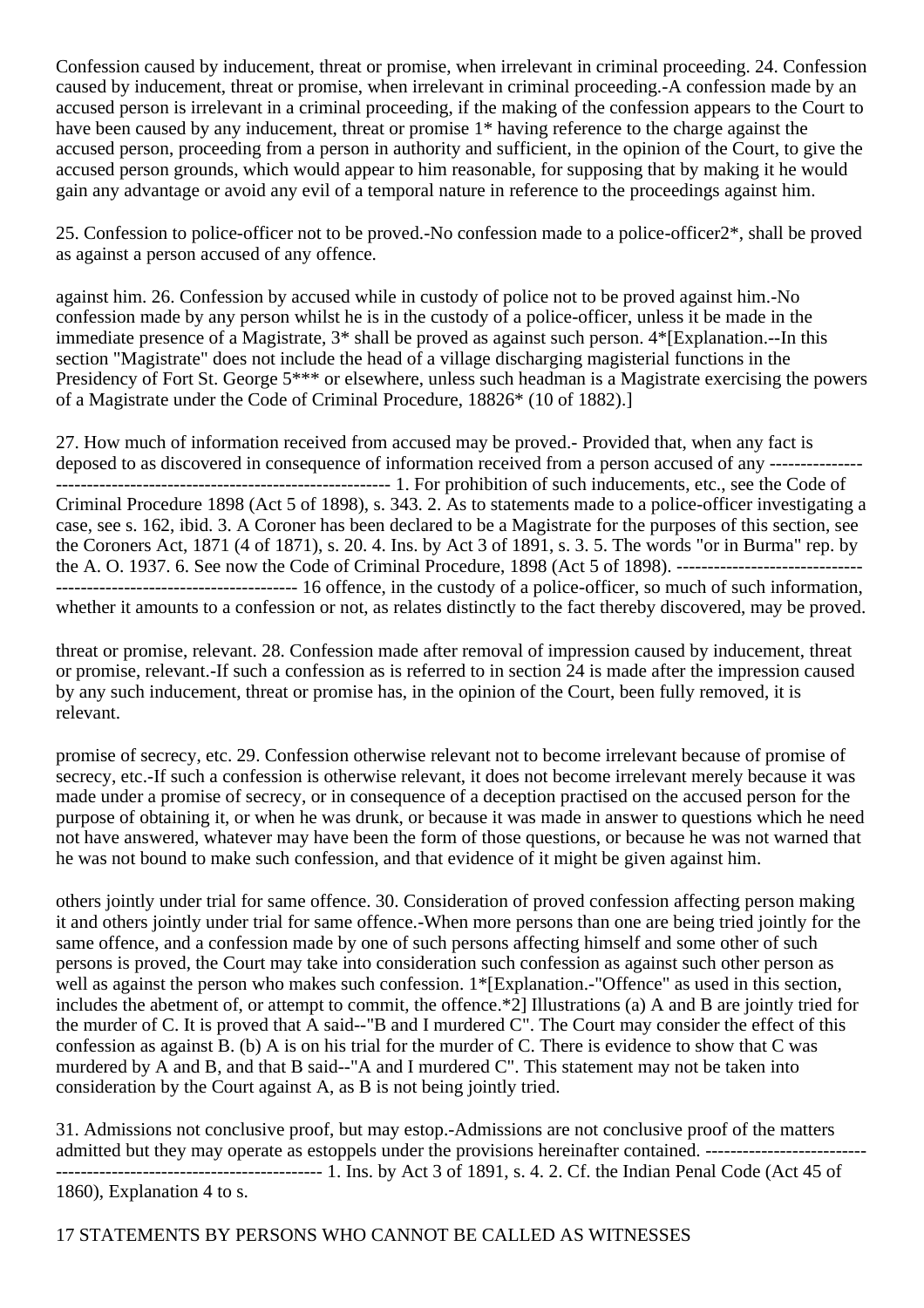Confession caused by inducement, threat or promise, when irrelevant in criminal proceeding. 24. Confession caused by inducement, threat or promise, when irrelevant in criminal proceeding.-A confession made by an accused person is irrelevant in a criminal proceeding, if the making of the confession appears to the Court to have been caused by any inducement, threat or promise 1* having reference to the charge against the accused person, proceeding from a person in authority and sufficient, in the opinion of the Court, to give the accused person grounds, which would appear to him reasonable, for supposing that by making it he would gain any advantage or avoid any evil of a temporal nature in reference to the proceedings against him.

25. Confession to police-officer not to be proved.-No confession made to a police-officer2*, shall be proved as against a person accused of any offence.

against him. 26. Confession by accused while in custody of police not to be proved against him.-No confession made by any person whilst he is in the custody of a police-officer, unless it be made in the immediate presence of a Magistrate, 3* shall be proved as against such person. 4*[Explanation.--In this section "Magistrate" does not include the head of a village discharging magisterial functions in the Presidency of Fort St. George 5*** or elsewhere, unless such headman is a Magistrate exercising the powers of a Magistrate under the Code of Criminal Procedure, 18826* (10 of 1882).]

27. How much of information received from accused may be proved.- Provided that, when any fact is deposed to as discovered in consequence of information received from a person accused of any --------------------------------------------------------------------- 1. For prohibition of such inducements, etc., see the Code of Criminal Procedure 1898 (Act 5 of 1898), s. 343. 2. As to statements made to a police-officer investigating a case, see s. 162, ibid. 3. A Coroner has been declared to be a Magistrate for the purposes of this section, see the Coroners Act, 1871 (4 of 1871), s. 20. 4. Ins. by Act 3 of 1891, s. 3. 5. The words "or in Burma" rep. by the A. O. 1937. 6. See now the Code of Criminal Procedure, 1898 (Act 5 of 1898). ---------------------------------------------------------------------- 16 offence, in the custody of a police-officer, so much of such information, whether it amounts to a confession or not, as relates distinctly to the fact thereby discovered, may be proved.

threat or promise, relevant. 28. Confession made after removal of impression caused by inducement, threat or promise, relevant.-If such a confession as is referred to in section 24 is made after the impression caused by any such inducement, threat or promise has, in the opinion of the Court, been fully removed, it is relevant.

promise of secrecy, etc. 29. Confession otherwise relevant not to become irrelevant because of promise of secrecy, etc.-If such a confession is otherwise relevant, it does not become irrelevant merely because it was made under a promise of secrecy, or in consequence of a deception practised on the accused person for the purpose of obtaining it, or when he was drunk, or because it was made in answer to questions which he need not have answered, whatever may have been the form of those questions, or because he was not warned that he was not bound to make such confession, and that evidence of it might be given against him.

others jointly under trial for same offence. 30. Consideration of proved confession affecting person making it and others jointly under trial for same offence.-When more persons than one are being tried jointly for the same offence, and a confession made by one of such persons affecting himself and some other of such persons is proved, the Court may take into consideration such confession as against such other person as well as against the person who makes such confession. 1*[Explanation.-"Offence" as used in this section, includes the abetment of, or attempt to commit, the offence.*2] Illustrations (a) A and B are jointly tried for the murder of C. It is proved that A said--"B and I murdered C". The Court may consider the effect of this confession as against B. (b) A is on his trial for the murder of C. There is evidence to show that C was murdered by A and B, and that B said--"A and I murdered C". This statement may not be taken into consideration by the Court against A, as B is not being jointly tried.

31. Admissions not conclusive proof, but may estop.-Admissions are not conclusive proof of the matters admitted but they may operate as estoppels under the provisions hereinafter contained. ---------------------------------------------------------------------- 1. Ins. by Act 3 of 1891, s. 4. 2. Cf. the Indian Penal Code (Act 45 of 1860), Explanation 4 to s.

17 STATEMENTS BY PERSONS WHO CANNOT BE CALLED AS WITNESSES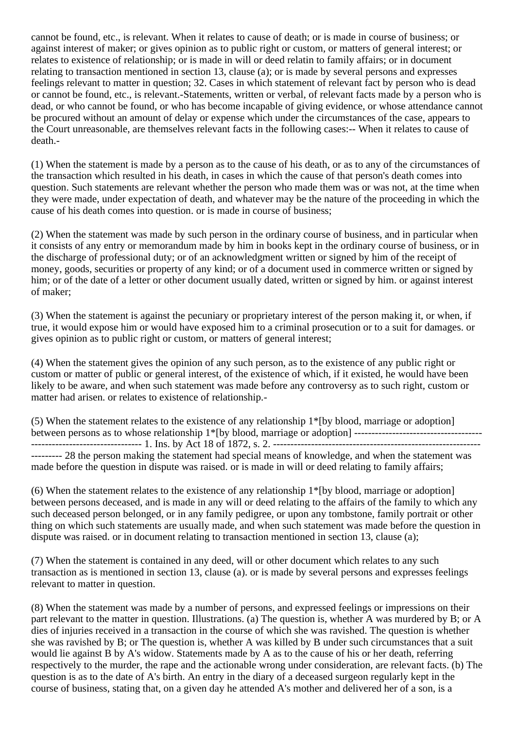cannot be found, etc., is relevant. When it relates to cause of death; or is made in course of business; or against interest of maker; or gives opinion as to public right or custom, or matters of general interest; or relates to existence of relationship; or is made in will or deed relatin to family affairs; or in document relating to transaction mentioned in section 13, clause (a); or is made by several persons and expresses feelings relevant to matter in question; 32. Cases in which statement of relevant fact by person who is dead or cannot be found, etc., is relevant.-Statements, written or verbal, of relevant facts made by a person who is dead, or who cannot be found, or who has become incapable of giving evidence, or whose attendance cannot be procured without an amount of delay or expense which under the circumstances of the case, appears to the Court unreasonable, are themselves relevant facts in the following cases:-- When it relates to cause of death.-

(1) When the statement is made by a person as to the cause of his death, or as to any of the circumstances of the transaction which resulted in his death, in cases in which the cause of that person's death comes into question. Such statements are relevant whether the person who made them was or was not, at the time when they were made, under expectation of death, and whatever may be the nature of the proceeding in which the cause of his death comes into question. or is made in course of business;

(2) When the statement was made by such person in the ordinary course of business, and in particular when it consists of any entry or memorandum made by him in books kept in the ordinary course of business, or in the discharge of professional duty; or of an acknowledgment written or signed by him of the receipt of money, goods, securities or property of any kind; or of a document used in commerce written or signed by him; or of the date of a letter or other document usually dated, written or signed by him. or against interest of maker;

(3) When the statement is against the pecuniary or proprietary interest of the person making it, or when, if true, it would expose him or would have exposed him to a criminal prosecution or to a suit for damages. or gives opinion as to public right or custom, or matters of general interest;

(4) When the statement gives the opinion of any such person, as to the existence of any public right or custom or matter of public or general interest, of the existence of which, if it existed, he would have been likely to be aware, and when such statement was made before any controversy as to such right, custom or matter had arisen. or relates to existence of relationship.-

(5) When the statement relates to the existence of any relationship 1*[by blood, marriage or adoption] between persons as to whose relationship 1*[by blood, marriage or adoption] ------------------------------------------------------------------- 1. Ins. by Act 18 of 1872, s. 2. -------------------------------------------------------------------- 28 the person making the statement had special means of knowledge, and when the statement was made before the question in dispute was raised. or is made in will or deed relating to family affairs;

(6) When the statement relates to the existence of any relationship 1*[by blood, marriage or adoption] between persons deceased, and is made in any will or deed relating to the affairs of the family to which any such deceased person belonged, or in any family pedigree, or upon any tombstone, family portrait or other thing on which such statements are usually made, and when such statement was made before the question in dispute was raised. or in document relating to transaction mentioned in section 13, clause (a);

(7) When the statement is contained in any deed, will or other document which relates to any such transaction as is mentioned in section 13, clause (a). or is made by several persons and expresses feelings relevant to matter in question.

(8) When the statement was made by a number of persons, and expressed feelings or impressions on their part relevant to the matter in question. Illustrations. (a) The question is, whether A was murdered by B; or A dies of injuries received in a transaction in the course of which she was ravished. The question is whether she was ravished by B; or The question is, whether A was killed by B under such circumstances that a suit would lie against B by A's widow. Statements made by A as to the cause of his or her death, referring respectively to the murder, the rape and the actionable wrong under consideration, are relevant facts. (b) The question is as to the date of A's birth. An entry in the diary of a deceased surgeon regularly kept in the course of business, stating that, on a given day he attended A's mother and delivered her of a son, is a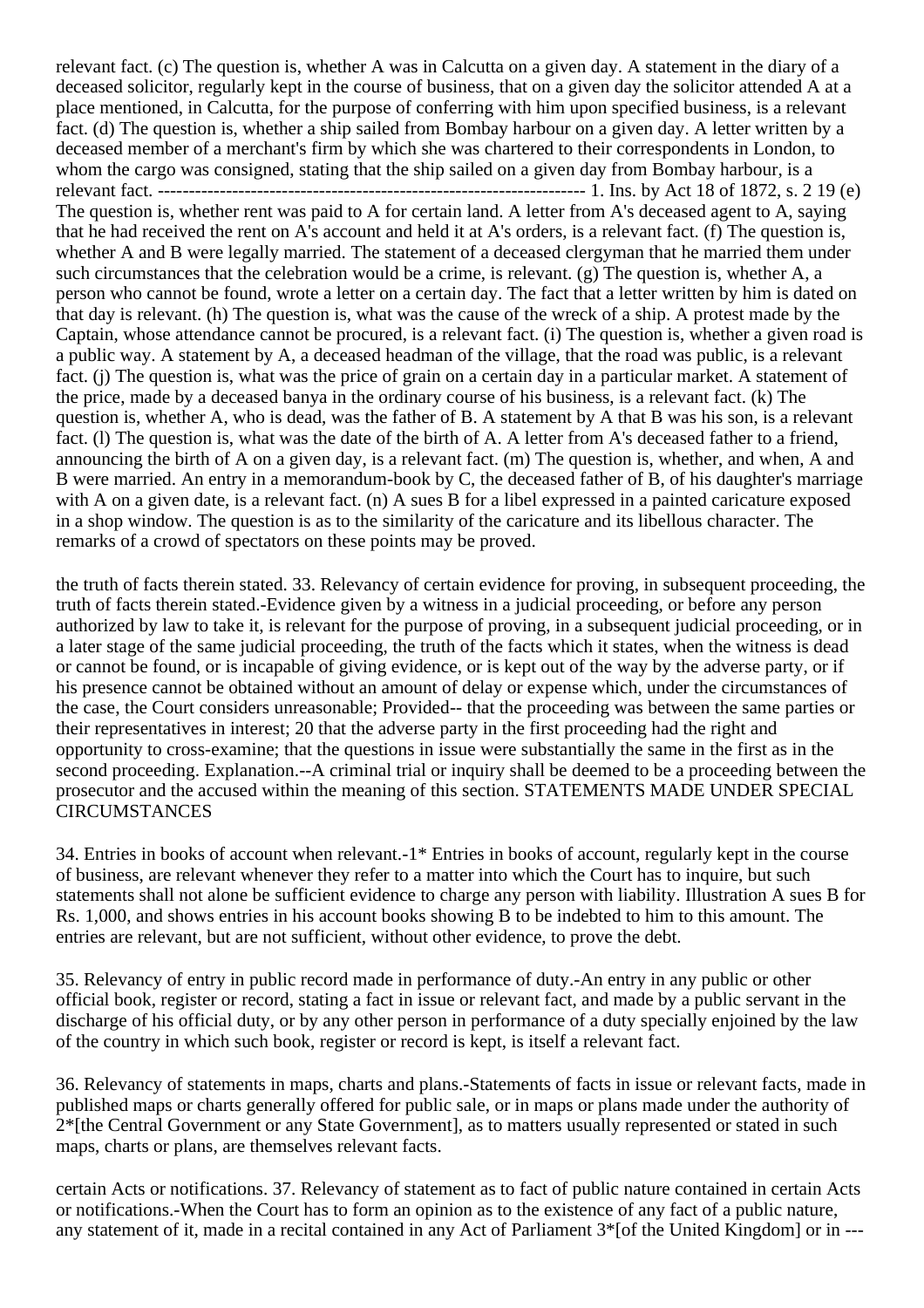relevant fact. (c) The question is, whether A was in Calcutta on a given day. A statement in the diary of a deceased solicitor, regularly kept in the course of business, that on a given day the solicitor attended A at a place mentioned, in Calcutta, for the purpose of conferring with him upon specified business, is a relevant fact. (d) The question is, whether a ship sailed from Bombay harbour on a given day. A letter written by a deceased member of a merchant's firm by which she was chartered to their correspondents in London, to whom the cargo was consigned, stating that the ship sailed on a given day from Bombay harbour, is a relevant fact. ------------------------------------------------------------------- 1. Ins. by Act 18 of 1872, s. 2 19 (e) The question is, whether rent was paid to A for certain land. A letter from A's deceased agent to A, saying that he had received the rent on A's account and held it at A's orders, is a relevant fact. (f) The question is, whether A and B were legally married. The statement of a deceased clergyman that he married them under such circumstances that the celebration would be a crime, is relevant. (g) The question is, whether A, a person who cannot be found, wrote a letter on a certain day. The fact that a letter written by him is dated on that day is relevant. (h) The question is, what was the cause of the wreck of a ship. A protest made by the Captain, whose attendance cannot be procured, is a relevant fact. (i) The question is, whether a given road is a public way. A statement by A, a deceased headman of the village, that the road was public, is a relevant fact. (j) The question is, what was the price of grain on a certain day in a particular market. A statement of the price, made by a deceased banya in the ordinary course of his business, is a relevant fact. (k) The question is, whether A, who is dead, was the father of B. A statement by A that B was his son, is a relevant fact. (l) The question is, what was the date of the birth of A. A letter from A's deceased father to a friend, announcing the birth of A on a given day, is a relevant fact. (m) The question is, whether, and when, A and B were married. An entry in a memorandum-book by C, the deceased father of B, of his daughter's marriage with A on a given date, is a relevant fact. (n) A sues B for a libel expressed in a painted caricature exposed in a shop window. The question is as to the similarity of the caricature and its libellous character. The remarks of a crowd of spectators on these points may be proved.

the truth of facts therein stated. 33. Relevancy of certain evidence for proving, in subsequent proceeding, the truth of facts therein stated.-Evidence given by a witness in a judicial proceeding, or before any person authorized by law to take it, is relevant for the purpose of proving, in a subsequent judicial proceeding, or in a later stage of the same judicial proceeding, the truth of the facts which it states, when the witness is dead or cannot be found, or is incapable of giving evidence, or is kept out of the way by the adverse party, or if his presence cannot be obtained without an amount of delay or expense which, under the circumstances of the case, the Court considers unreasonable; Provided-- that the proceeding was between the same parties or their representatives in interest; 20 that the adverse party in the first proceeding had the right and opportunity to cross-examine; that the questions in issue were substantially the same in the first as in the second proceeding. Explanation.--A criminal trial or inquiry shall be deemed to be a proceeding between the prosecutor and the accused within the meaning of this section. STATEMENTS MADE UNDER SPECIAL CIRCUMSTANCES

34. Entries in books of account when relevant.-1* Entries in books of account, regularly kept in the course of business, are relevant whenever they refer to a matter into which the Court has to inquire, but such statements shall not alone be sufficient evidence to charge any person with liability. Illustration A sues B for Rs. 1,000, and shows entries in his account books showing B to be indebted to him to this amount. The entries are relevant, but are not sufficient, without other evidence, to prove the debt.

35. Relevancy of entry in public record made in performance of duty.-An entry in any public or other official book, register or record, stating a fact in issue or relevant fact, and made by a public servant in the discharge of his official duty, or by any other person in performance of a duty specially enjoined by the law of the country in which such book, register or record is kept, is itself a relevant fact.

36. Relevancy of statements in maps, charts and plans.-Statements of facts in issue or relevant facts, made in published maps or charts generally offered for public sale, or in maps or plans made under the authority of 2*[the Central Government or any State Government], as to matters usually represented or stated in such maps, charts or plans, are themselves relevant facts.

certain Acts or notifications. 37. Relevancy of statement as to fact of public nature contained in certain Acts or notifications.-When the Court has to form an opinion as to the existence of any fact of a public nature, any statement of it, made in a recital contained in any Act of Parliament 3*[of the United Kingdom] or in ---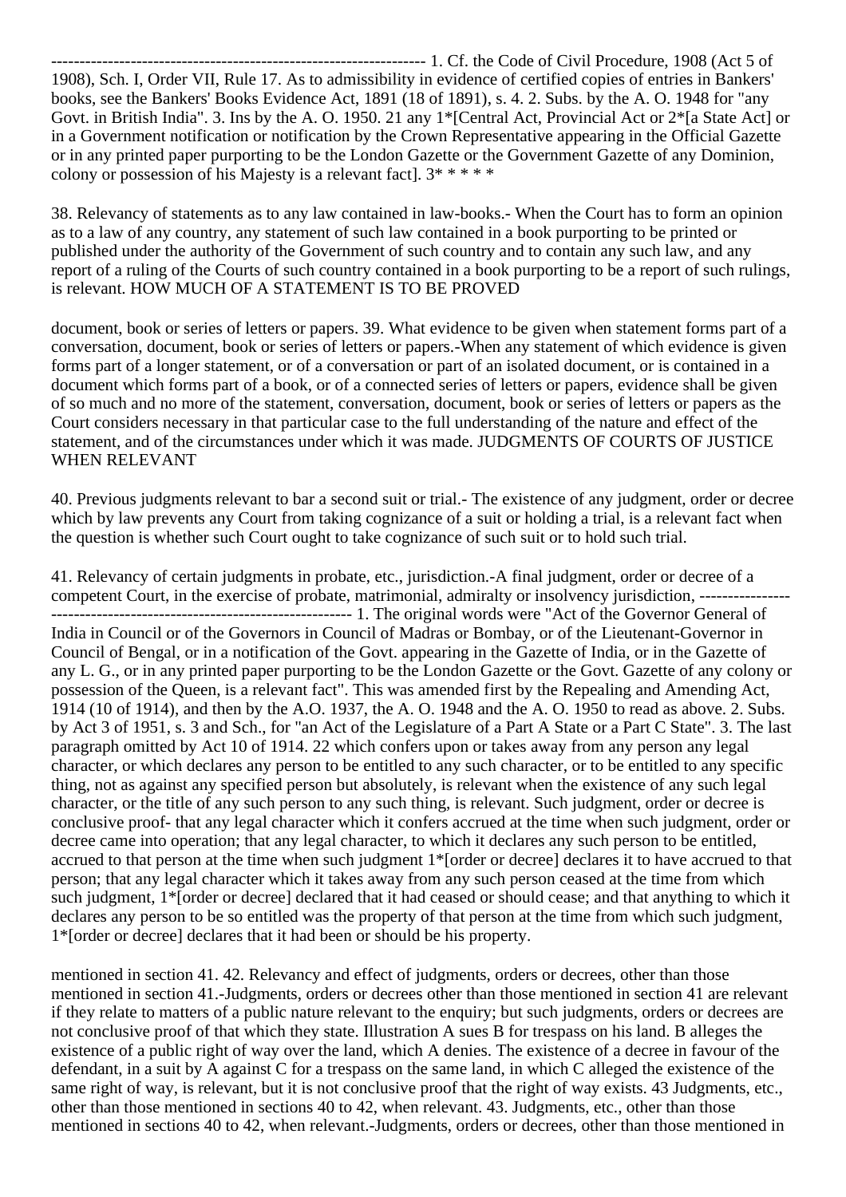---------------------------------------------------------------- 1. Cf. the Code of Civil Procedure, 1908 (Act 5 of 1908), Sch. I, Order VII, Rule 17. As to admissibility in evidence of certified copies of entries in Bankers' books, see the Bankers' Books Evidence Act, 1891 (18 of 1891), s. 4. 2. Subs. by the A. O. 1948 for "any Govt. in British India". 3. Ins by the A. O. 1950. 21 any 1*[Central Act, Provincial Act or 2*[a State Act] or in a Government notification or notification by the Crown Representative appearing in the Official Gazette or in any printed paper purporting to be the London Gazette or the Government Gazette of any Dominion, colony or possession of his Majesty is a relevant fact]. 3* * * * *

38. Relevancy of statements as to any law contained in law-books.- When the Court has to form an opinion as to a law of any country, any statement of such law contained in a book purporting to be printed or published under the authority of the Government of such country and to contain any such law, and any report of a ruling of the Courts of such country contained in a book purporting to be a report of such rulings, is relevant. HOW MUCH OF A STATEMENT IS TO BE PROVED

document, book or series of letters or papers. 39. What evidence to be given when statement forms part of a conversation, document, book or series of letters or papers.-When any statement of which evidence is given forms part of a longer statement, or of a conversation or part of an isolated document, or is contained in a document which forms part of a book, or of a connected series of letters or papers, evidence shall be given of so much and no more of the statement, conversation, document, book or series of letters or papers as the Court considers necessary in that particular case to the full understanding of the nature and effect of the statement, and of the circumstances under which it was made. JUDGMENTS OF COURTS OF JUSTICE WHEN RELEVANT

40. Previous judgments relevant to bar a second suit or trial.- The existence of any judgment, order or decree which by law prevents any Court from taking cognizance of a suit or holding a trial, is a relevant fact when the question is whether such Court ought to take cognizance of such suit or to hold such trial.

41. Relevancy of certain judgments in probate, etc., jurisdiction.-A final judgment, order or decree of a competent Court, in the exercise of probate, matrimonial, admiralty or insolvency jurisdiction, ---------------------------------------------------------------------- 1. The original words were "Act of the Governor General of India in Council or of the Governors in Council of Madras or Bombay, or of the Lieutenant-Governor in Council of Bengal, or in a notification of the Govt. appearing in the Gazette of India, or in the Gazette of any L. G., or in any printed paper purporting to be the London Gazette or the Govt. Gazette of any colony or possession of the Queen, is a relevant fact". This was amended first by the Repealing and Amending Act, 1914 (10 of 1914), and then by the A.O. 1937, the A. O. 1948 and the A. O. 1950 to read as above. 2. Subs. by Act 3 of 1951, s. 3 and Sch., for "an Act of the Legislature of a Part A State or a Part C State". 3. The last paragraph omitted by Act 10 of 1914. 22 which confers upon or takes away from any person any legal character, or which declares any person to be entitled to any such character, or to be entitled to any specific thing, not as against any specified person but absolutely, is relevant when the existence of any such legal character, or the title of any such person to any such thing, is relevant. Such judgment, order or decree is conclusive proof- that any legal character which it confers accrued at the time when such judgment, order or decree came into operation; that any legal character, to which it declares any such person to be entitled, accrued to that person at the time when such judgment 1*[order or decree] declares it to have accrued to that person; that any legal character which it takes away from any such person ceased at the time from which such judgment, 1*[order or decree] declared that it had ceased or should cease; and that anything to which it declares any person to be so entitled was the property of that person at the time from which such judgment, 1*[order or decree] declares that it had been or should be his property.

mentioned in section 41. 42. Relevancy and effect of judgments, orders or decrees, other than those mentioned in section 41.-Judgments, orders or decrees other than those mentioned in section 41 are relevant if they relate to matters of a public nature relevant to the enquiry; but such judgments, orders or decrees are not conclusive proof of that which they state. Illustration A sues B for trespass on his land. B alleges the existence of a public right of way over the land, which A denies. The existence of a decree in favour of the defendant, in a suit by A against C for a trespass on the same land, in which C alleged the existence of the same right of way, is relevant, but it is not conclusive proof that the right of way exists. 43 Judgments, etc., other than those mentioned in sections 40 to 42, when relevant. 43. Judgments, etc., other than those mentioned in sections 40 to 42, when relevant.-Judgments, orders or decrees, other than those mentioned in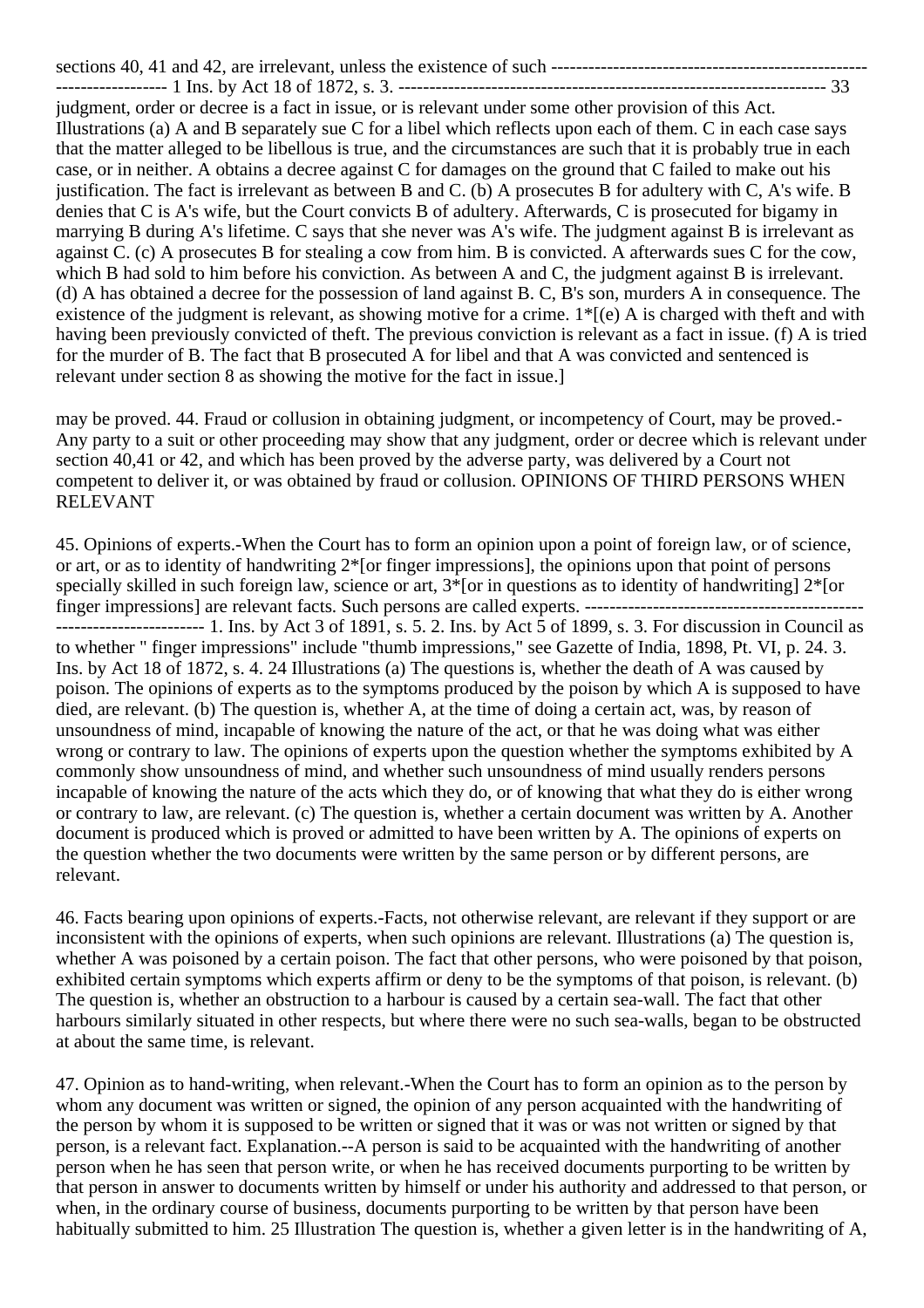sections 40, 41 and 42, are irrelevant, unless the existence of such ------------------------------------------------------------------ 1 Ins. by Act 18 of 1872, s. 3. --------------------------------------------------------------------- 33 judgment, order or decree is a fact in issue, or is relevant under some other provision of this Act. Illustrations (a) A and B separately sue C for a libel which reflects upon each of them. C in each case says that the matter alleged to be libellous is true, and the circumstances are such that it is probably true in each case, or in neither. A obtains a decree against C for damages on the ground that C failed to make out his justification. The fact is irrelevant as between B and C. (b) A prosecutes B for adultery with C, A's wife. B denies that C is A's wife, but the Court convicts B of adultery. Afterwards, C is prosecuted for bigamy in marrying B during A's lifetime. C says that she never was A's wife. The judgment against B is irrelevant as against C. (c) A prosecutes B for stealing a cow from him. B is convicted. A afterwards sues C for the cow, which B had sold to him before his conviction. As between A and C, the judgment against B is irrelevant. (d) A has obtained a decree for the possession of land against B. C, B's son, murders A in consequence. The existence of the judgment is relevant, as showing motive for a crime. 1*[(e) A is charged with theft and with having been previously convicted of theft. The previous conviction is relevant as a fact in issue. (f) A is tried for the murder of B. The fact that B prosecuted A for libel and that A was convicted and sentenced is relevant under section 8 as showing the motive for the fact in issue.]

may be proved. 44. Fraud or collusion in obtaining judgment, or incompetency of Court, may be proved.- Any party to a suit or other proceeding may show that any judgment, order or decree which is relevant under section 40,41 or 42, and which has been proved by the adverse party, was delivered by a Court not competent to deliver it, or was obtained by fraud or collusion. OPINIONS OF THIRD PERSONS WHEN RELEVANT

45. Opinions of experts.-When the Court has to form an opinion upon a point of foreign law, or of science, or art, or as to identity of handwriting 2*[or finger impressions], the opinions upon that point of persons specially skilled in such foreign law, science or art, 3*[or in questions as to identity of handwriting] 2*[or finger impressions] are relevant facts. Such persons are called experts. ---------------------------------------------------------------------- 1. Ins. by Act 3 of 1891, s. 5. 2. Ins. by Act 5 of 1899, s. 3. For discussion in Council as to whether " finger impressions" include "thumb impressions," see Gazette of India, 1898, Pt. VI, p. 24. 3. Ins. by Act 18 of 1872, s. 4. 24 Illustrations (a) The questions is, whether the death of A was caused by poison. The opinions of experts as to the symptoms produced by the poison by which A is supposed to have died, are relevant. (b) The question is, whether A, at the time of doing a certain act, was, by reason of unsoundness of mind, incapable of knowing the nature of the act, or that he was doing what was either wrong or contrary to law. The opinions of experts upon the question whether the symptoms exhibited by A commonly show unsoundness of mind, and whether such unsoundness of mind usually renders persons incapable of knowing the nature of the acts which they do, or of knowing that what they do is either wrong or contrary to law, are relevant. (c) The question is, whether a certain document was written by A. Another document is produced which is proved or admitted to have been written by A. The opinions of experts on the question whether the two documents were written by the same person or by different persons, are relevant.

46. Facts bearing upon opinions of experts.-Facts, not otherwise relevant, are relevant if they support or are inconsistent with the opinions of experts, when such opinions are relevant. Illustrations (a) The question is, whether A was poisoned by a certain poison. The fact that other persons, who were poisoned by that poison, exhibited certain symptoms which experts affirm or deny to be the symptoms of that poison, is relevant. (b) The question is, whether an obstruction to a harbour is caused by a certain sea-wall. The fact that other harbours similarly situated in other respects, but where there were no such sea-walls, began to be obstructed at about the same time, is relevant.

47. Opinion as to hand-writing, when relevant.-When the Court has to form an opinion as to the person by whom any document was written or signed, the opinion of any person acquainted with the handwriting of the person by whom it is supposed to be written or signed that it was or was not written or signed by that person, is a relevant fact. Explanation.--A person is said to be acquainted with the handwriting of another person when he has seen that person write, or when he has received documents purporting to be written by that person in answer to documents written by himself or under his authority and addressed to that person, or when, in the ordinary course of business, documents purporting to be written by that person have been habitually submitted to him. 25 Illustration The question is, whether a given letter is in the handwriting of A,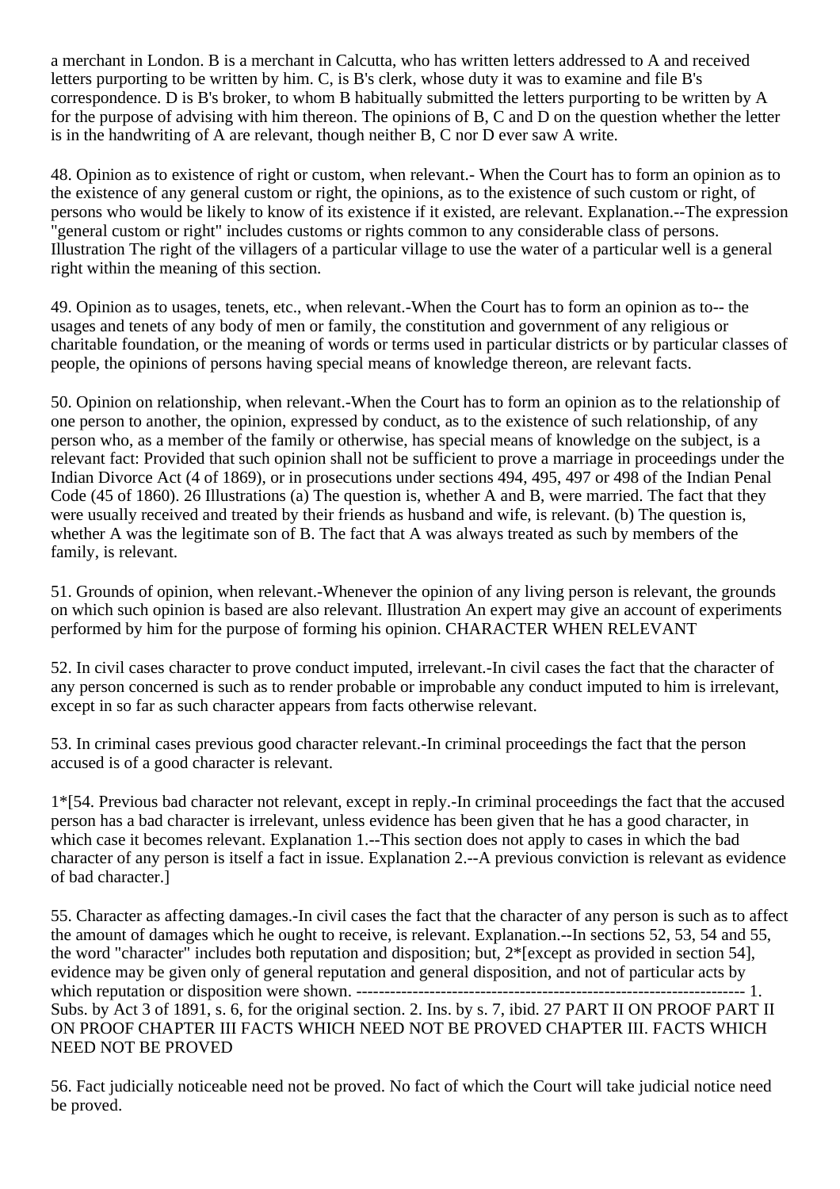a merchant in London. B is a merchant in Calcutta, who has written letters addressed to A and received letters purporting to be written by him. C, is B's clerk, whose duty it was to examine and file B's correspondence. D is B's broker, to whom B habitually submitted the letters purporting to be written by A for the purpose of advising with him thereon. The opinions of B, C and D on the question whether the letter is in the handwriting of A are relevant, though neither B, C nor D ever saw A write.

48. Opinion as to existence of right or custom, when relevant.- When the Court has to form an opinion as to the existence of any general custom or right, the opinions, as to the existence of such custom or right, of persons who would be likely to know of its existence if it existed, are relevant. Explanation.--The expression "general custom or right" includes customs or rights common to any considerable class of persons. Illustration The right of the villagers of a particular village to use the water of a particular well is a general right within the meaning of this section.

49. Opinion as to usages, tenets, etc., when relevant.-When the Court has to form an opinion as to-- the usages and tenets of any body of men or family, the constitution and government of any religious or charitable foundation, or the meaning of words or terms used in particular districts or by particular classes of people, the opinions of persons having special means of knowledge thereon, are relevant facts.

50. Opinion on relationship, when relevant.-When the Court has to form an opinion as to the relationship of one person to another, the opinion, expressed by conduct, as to the existence of such relationship, of any person who, as a member of the family or otherwise, has special means of knowledge on the subject, is a relevant fact: Provided that such opinion shall not be sufficient to prove a marriage in proceedings under the Indian Divorce Act (4 of 1869), or in prosecutions under sections 494, 495, 497 or 498 of the Indian Penal Code (45 of 1860). 26 Illustrations (a) The question is, whether A and B, were married. The fact that they were usually received and treated by their friends as husband and wife, is relevant. (b) The question is, whether A was the legitimate son of B. The fact that A was always treated as such by members of the family, is relevant.

51. Grounds of opinion, when relevant.-Whenever the opinion of any living person is relevant, the grounds on which such opinion is based are also relevant. Illustration An expert may give an account of experiments performed by him for the purpose of forming his opinion. CHARACTER WHEN RELEVANT

52. In civil cases character to prove conduct imputed, irrelevant.-In civil cases the fact that the character of any person concerned is such as to render probable or improbable any conduct imputed to him is irrelevant, except in so far as such character appears from facts otherwise relevant.

53. In criminal cases previous good character relevant.-In criminal proceedings the fact that the person accused is of a good character is relevant.

1*[54. Previous bad character not relevant, except in reply.-In criminal proceedings the fact that the accused person has a bad character is irrelevant, unless evidence has been given that he has a good character, in which case it becomes relevant. Explanation 1.--This section does not apply to cases in which the bad character of any person is itself a fact in issue. Explanation 2.--A previous conviction is relevant as evidence of bad character.]

55. Character as affecting damages.-In civil cases the fact that the character of any person is such as to affect the amount of damages which he ought to receive, is relevant. Explanation.--In sections 52, 53, 54 and 55, the word "character" includes both reputation and disposition; but, 2*[except as provided in section 54], evidence may be given only of general reputation and general disposition, and not of particular acts by which reputation or disposition were shown. ---------------------------------------------------------------------- 1. Subs. by Act 3 of 1891, s. 6, for the original section. 2. Ins. by s. 7, ibid. 27 PART II ON PROOF PART II ON PROOF CHAPTER III FACTS WHICH NEED NOT BE PROVED CHAPTER III. FACTS WHICH NEED NOT BE PROVED

56. Fact judicially noticeable need not be proved. No fact of which the Court will take judicial notice need be proved.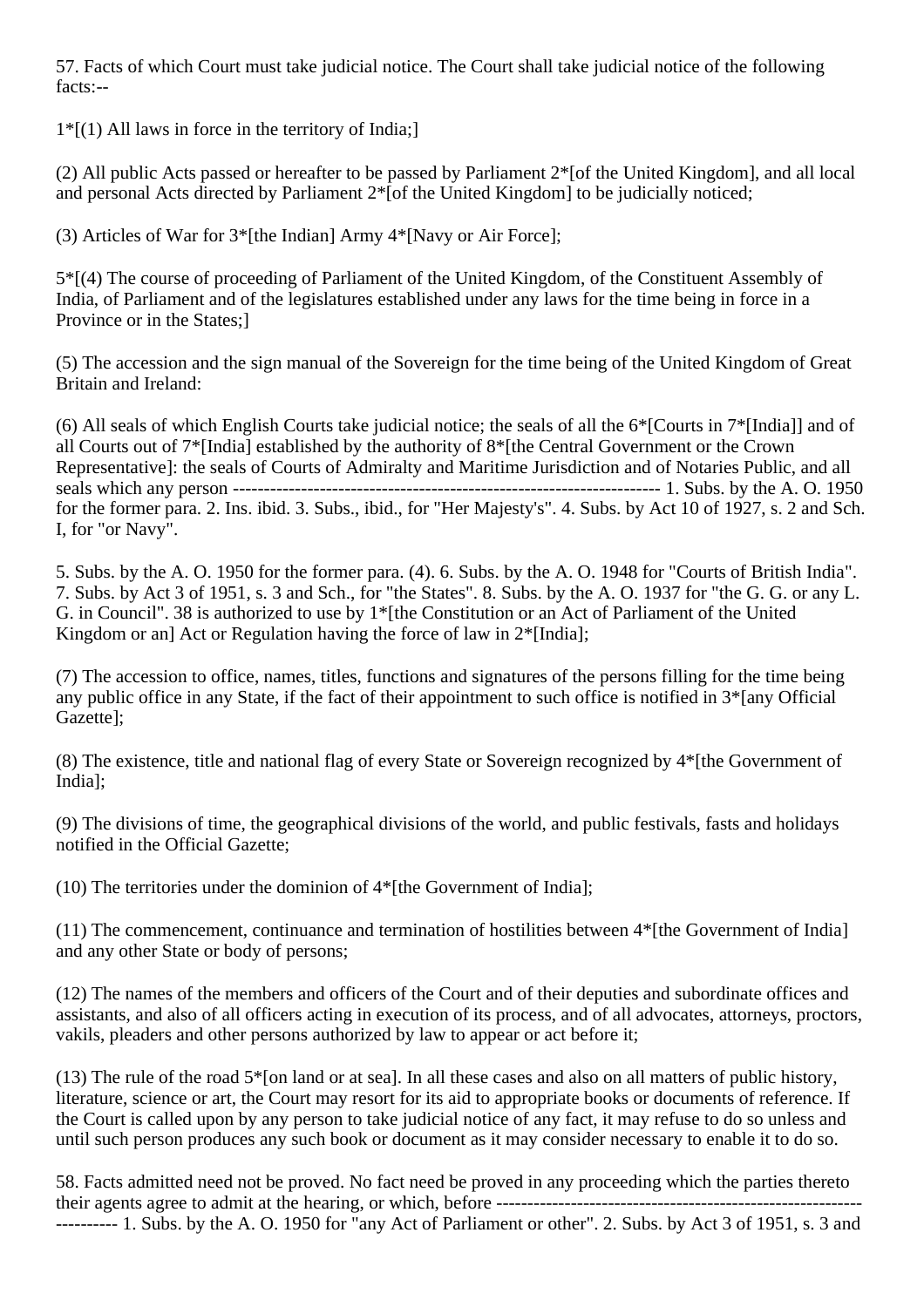57. Facts of which Court must take judicial notice. The Court shall take judicial notice of the following facts:--

1*[(1) All laws in force in the territory of India;]

(2) All public Acts passed or hereafter to be passed by Parliament 2*[of the United Kingdom], and all local and personal Acts directed by Parliament 2*[of the United Kingdom] to be judicially noticed;

(3) Articles of War for 3*[the Indian] Army 4*[Navy or Air Force];

5*[(4) The course of proceeding of Parliament of the United Kingdom, of the Constituent Assembly of India, of Parliament and of the legislatures established under any laws for the time being in force in a Province or in the States;]

(5) The accession and the sign manual of the Sovereign for the time being of the United Kingdom of Great Britain and Ireland:

(6) All seals of which English Courts take judicial notice; the seals of all the 6*[Courts in 7*[India]] and of all Courts out of 7*[India] established by the authority of 8*[the Central Government or the Crown Representative]: the seals of Courts of Admiralty and Maritime Jurisdiction and of Notaries Public, and all seals which any person ---------------------------------------------------------------------- 1. Subs. by the A. O. 1950 for the former para. 2. Ins. ibid. 3. Subs., ibid., for "Her Majesty's". 4. Subs. by Act 10 of 1927, s. 2 and Sch. I, for "or Navy".

5. Subs. by the A. O. 1950 for the former para. (4). 6. Subs. by the A. O. 1948 for "Courts of British India". 7. Subs. by Act 3 of 1951, s. 3 and Sch., for "the States". 8. Subs. by the A. O. 1937 for "the G. G. or any L. G. in Council". 38 is authorized to use by 1*[the Constitution or an Act of Parliament of the United Kingdom or an] Act or Regulation having the force of law in 2*[India];

(7) The accession to office, names, titles, functions and signatures of the persons filling for the time being any public office in any State, if the fact of their appointment to such office is notified in 3*[any Official Gazette];

(8) The existence, title and national flag of every State or Sovereign recognized by 4*[the Government of India];

(9) The divisions of time, the geographical divisions of the world, and public festivals, fasts and holidays notified in the Official Gazette;

(10) The territories under the dominion of 4*[the Government of India];

(11) The commencement, continuance and termination of hostilities between 4*[the Government of India] and any other State or body of persons;

(12) The names of the members and officers of the Court and of their deputies and subordinate offices and assistants, and also of all officers acting in execution of its process, and of all advocates, attorneys, proctors, vakils, pleaders and other persons authorized by law to appear or act before it;

(13) The rule of the road 5*[on land or at sea]. In all these cases and also on all matters of public history, literature, science or art, the Court may resort for its aid to appropriate books or documents of reference. If the Court is called upon by any person to take judicial notice of any fact, it may refuse to do so unless and until such person produces any such book or document as it may consider necessary to enable it to do so.

58. Facts admitted need not be proved. No fact need be proved in any proceeding which the parties thereto their agents agree to admit at the hearing, or which, before ---------------------------------------------------------------------- 1. Subs. by the A. O. 1950 for "any Act of Parliament or other". 2. Subs. by Act 3 of 1951, s. 3 and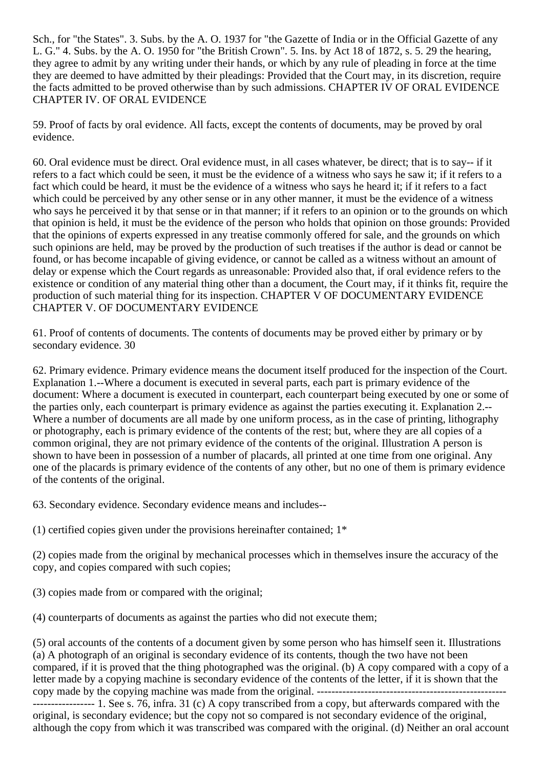Sch., for "the States". 3. Subs. by the A. O. 1937 for "the Gazette of India or in the Official Gazette of any L. G." 4. Subs. by the A. O. 1950 for "the British Crown". 5. Ins. by Act 18 of 1872, s. 5. 29 the hearing, they agree to admit by any writing under their hands, or which by any rule of pleading in force at the time they are deemed to have admitted by their pleadings: Provided that the Court may, in its discretion, require the facts admitted to be proved otherwise than by such admissions. CHAPTER IV OF ORAL EVIDENCE CHAPTER IV. OF ORAL EVIDENCE

59. Proof of facts by oral evidence. All facts, except the contents of documents, may be proved by oral evidence.

60. Oral evidence must be direct. Oral evidence must, in all cases whatever, be direct; that is to say-- if it refers to a fact which could be seen, it must be the evidence of a witness who says he saw it; if it refers to a fact which could be heard, it must be the evidence of a witness who says he heard it; if it refers to a fact which could be perceived by any other sense or in any other manner, it must be the evidence of a witness who says he perceived it by that sense or in that manner; if it refers to an opinion or to the grounds on which that opinion is held, it must be the evidence of the person who holds that opinion on those grounds: Provided that the opinions of experts expressed in any treatise commonly offered for sale, and the grounds on which such opinions are held, may be proved by the production of such treatises if the author is dead or cannot be found, or has become incapable of giving evidence, or cannot be called as a witness without an amount of delay or expense which the Court regards as unreasonable: Provided also that, if oral evidence refers to the existence or condition of any material thing other than a document, the Court may, if it thinks fit, require the production of such material thing for its inspection. CHAPTER V OF DOCUMENTARY EVIDENCE CHAPTER V. OF DOCUMENTARY EVIDENCE

61. Proof of contents of documents. The contents of documents may be proved either by primary or by secondary evidence. 30

62. Primary evidence. Primary evidence means the document itself produced for the inspection of the Court. Explanation 1.--Where a document is executed in several parts, each part is primary evidence of the document: Where a document is executed in counterpart, each counterpart being executed by one or some of the parties only, each counterpart is primary evidence as against the parties executing it. Explanation 2.--Where a number of documents are all made by one uniform process, as in the case of printing, lithography or photography, each is primary evidence of the contents of the rest; but, where they are all copies of a common original, they are not primary evidence of the contents of the original. Illustration A person is shown to have been in possession of a number of placards, all printed at one time from one original. Any one of the placards is primary evidence of the contents of any other, but no one of them is primary evidence of the contents of the original.

63. Secondary evidence. Secondary evidence means and includes--

(1) certified copies given under the provisions hereinafter contained; 1*

(2) copies made from the original by mechanical processes which in themselves insure the accuracy of the copy, and copies compared with such copies;

(3) copies made from or compared with the original;

(4) counterparts of documents as against the parties who did not execute them;

(5) oral accounts of the contents of a document given by some person who has himself seen it. Illustrations (a) A photograph of an original is secondary evidence of its contents, though the two have not been compared, if it is proved that the thing photographed was the original. (b) A copy compared with a copy of a letter made by a copying machine is secondary evidence of the contents of the letter, if it is shown that the copy made by the copying machine was made from the original. ---------------------------------------------------------------------- 1. See s. 76, infra. 31 (c) A copy transcribed from a copy, but afterwards compared with the original, is secondary evidence; but the copy not so compared is not secondary evidence of the original, although the copy from which it was transcribed was compared with the original. (d) Neither an oral account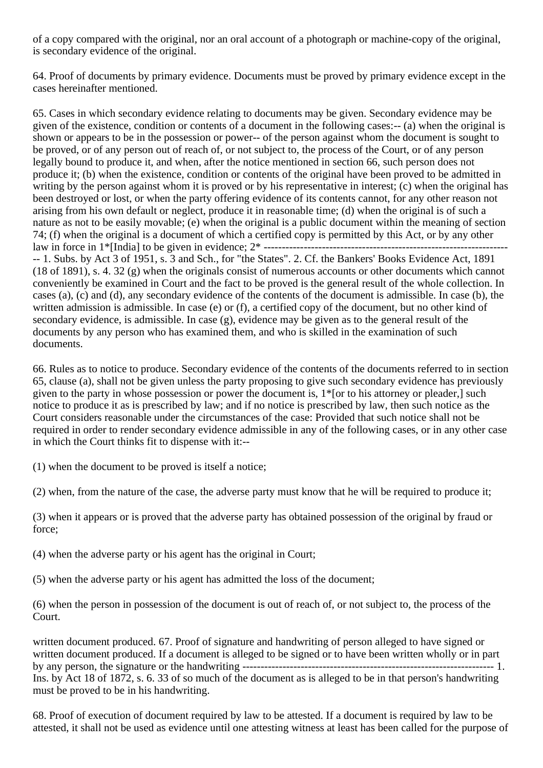of a copy compared with the original, nor an oral account of a photograph or machine-copy of the original, is secondary evidence of the original.

64. Proof of documents by primary evidence. Documents must be proved by primary evidence except in the cases hereinafter mentioned.

65. Cases in which secondary evidence relating to documents may be given. Secondary evidence may be given of the existence, condition or contents of a document in the following cases:-- (a) when the original is shown or appears to be in the possession or power-- of the person against whom the document is sought to be proved, or of any person out of reach of, or not subject to, the process of the Court, or of any person legally bound to produce it, and when, after the notice mentioned in section 66, such person does not produce it; (b) when the existence, condition or contents of the original have been proved to be admitted in writing by the person against whom it is proved or by his representative in interest; (c) when the original has been destroyed or lost, or when the party offering evidence of its contents cannot, for any other reason not arising from his own default or neglect, produce it in reasonable time; (d) when the original is of such a nature as not to be easily movable; (e) when the original is a public document within the meaning of section 74; (f) when the original is a document of which a certified copy is permitted by this Act, or by any other law in force in 1*[India] to be given in evidence; 2* ---------------------------------------------------------------------- 1. Subs. by Act 3 of 1951, s. 3 and Sch., for "the States". 2. Cf. the Bankers' Books Evidence Act, 1891 (18 of 1891), s. 4. 32 (g) when the originals consist of numerous accounts or other documents which cannot conveniently be examined in Court and the fact to be proved is the general result of the whole collection. In cases (a), (c) and (d), any secondary evidence of the contents of the document is admissible. In case (b), the written admission is admissible. In case (e) or (f), a certified copy of the document, but no other kind of secondary evidence, is admissible. In case (g), evidence may be given as to the general result of the documents by any person who has examined them, and who is skilled in the examination of such documents.

66. Rules as to notice to produce. Secondary evidence of the contents of the documents referred to in section 65, clause (a), shall not be given unless the party proposing to give such secondary evidence has previously given to the party in whose possession or power the document is, 1*[or to his attorney or pleader,] such notice to produce it as is prescribed by law; and if no notice is prescribed by law, then such notice as the Court considers reasonable under the circumstances of the case: Provided that such notice shall not be required in order to render secondary evidence admissible in any of the following cases, or in any other case in which the Court thinks fit to dispense with it:--

(1) when the document to be proved is itself a notice;

(2) when, from the nature of the case, the adverse party must know that he will be required to produce it;

(3) when it appears or is proved that the adverse party has obtained possession of the original by fraud or force;

(4) when the adverse party or his agent has the original in Court;

(5) when the adverse party or his agent has admitted the loss of the document;

(6) when the person in possession of the document is out of reach of, or not subject to, the process of the Court.

written document produced. 67. Proof of signature and handwriting of person alleged to have signed or written document produced. If a document is alleged to be signed or to have been written wholly or in part by any person, the signature or the handwriting ---------------------------------------------------------------------- 1. Ins. by Act 18 of 1872, s. 6. 33 of so much of the document as is alleged to be in that person's handwriting must be proved to be in his handwriting.

68. Proof of execution of document required by law to be attested. If a document is required by law to be attested, it shall not be used as evidence until one attesting witness at least has been called for the purpose of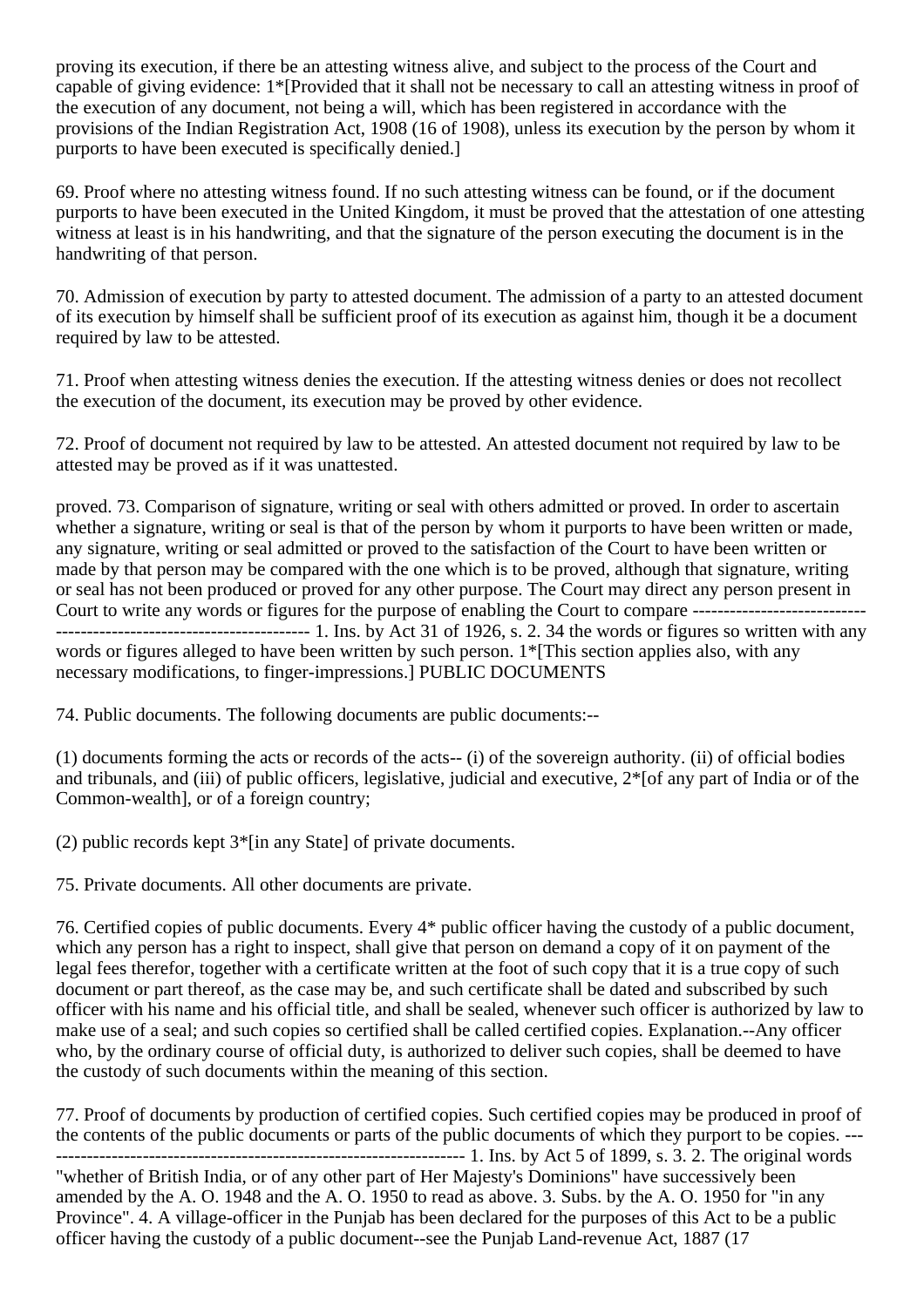proving its execution, if there be an attesting witness alive, and subject to the process of the Court and capable of giving evidence: 1*[Provided that it shall not be necessary to call an attesting witness in proof of the execution of any document, not being a will, which has been registered in accordance with the provisions of the Indian Registration Act, 1908 (16 of 1908), unless its execution by the person by whom it purports to have been executed is specifically denied.]

69. Proof where no attesting witness found. If no such attesting witness can be found, or if the document purports to have been executed in the United Kingdom, it must be proved that the attestation of one attesting witness at least is in his handwriting, and that the signature of the person executing the document is in the handwriting of that person.

70. Admission of execution by party to attested document. The admission of a party to an attested document of its execution by himself shall be sufficient proof of its execution as against him, though it be a document required by law to be attested.

71. Proof when attesting witness denies the execution. If the attesting witness denies or does not recollect the execution of the document, its execution may be proved by other evidence.

72. Proof of document not required by law to be attested. An attested document not required by law to be attested may be proved as if it was unattested.

proved. 73. Comparison of signature, writing or seal with others admitted or proved. In order to ascertain whether a signature, writing or seal is that of the person by whom it purports to have been written or made, any signature, writing or seal admitted or proved to the satisfaction of the Court to have been written or made by that person may be compared with the one which is to be proved, although that signature, writing or seal has not been produced or proved for any other purpose. The Court may direct any person present in Court to write any words or figures for the purpose of enabling the Court to compare ----------------------------------------------------------------------- 1. Ins. by Act 31 of 1926, s. 2. 34 the words or figures so written with any words or figures alleged to have been written by such person. 1*[This section applies also, with any necessary modifications, to finger-impressions.] PUBLIC DOCUMENTS

74. Public documents. The following documents are public documents:--

(1) documents forming the acts or records of the acts-- (i) of the sovereign authority. (ii) of official bodies and tribunals, and (iii) of public officers, legislative, judicial and executive, 2*[of any part of India or of the Common-wealth], or of a foreign country;

(2) public records kept 3*[in any State] of private documents.

75. Private documents. All other documents are private.

76. Certified copies of public documents. Every 4* public officer having the custody of a public document, which any person has a right to inspect, shall give that person on demand a copy of it on payment of the legal fees therefor, together with a certificate written at the foot of such copy that it is a true copy of such document or part thereof, as the case may be, and such certificate shall be dated and subscribed by such officer with his name and his official title, and shall be sealed, whenever such officer is authorized by law to make use of a seal; and such copies so certified shall be called certified copies. Explanation.--Any officer who, by the ordinary course of official duty, is authorized to deliver such copies, shall be deemed to have the custody of such documents within the meaning of this section.

77. Proof of documents by production of certified copies. Such certified copies may be produced in proof of the contents of the public documents or parts of the public documents of which they purport to be copies. ----------------------------------------------------------------------- 1. Ins. by Act 5 of 1899, s. 3. 2. The original words "whether of British India, or of any other part of Her Majesty's Dominions" have successively been amended by the A. O. 1948 and the A. O. 1950 to read as above. 3. Subs. by the A. O. 1950 for "in any Province". 4. A village-officer in the Punjab has been declared for the purposes of this Act to be a public officer having the custody of a public document--see the Punjab Land-revenue Act, 1887 (17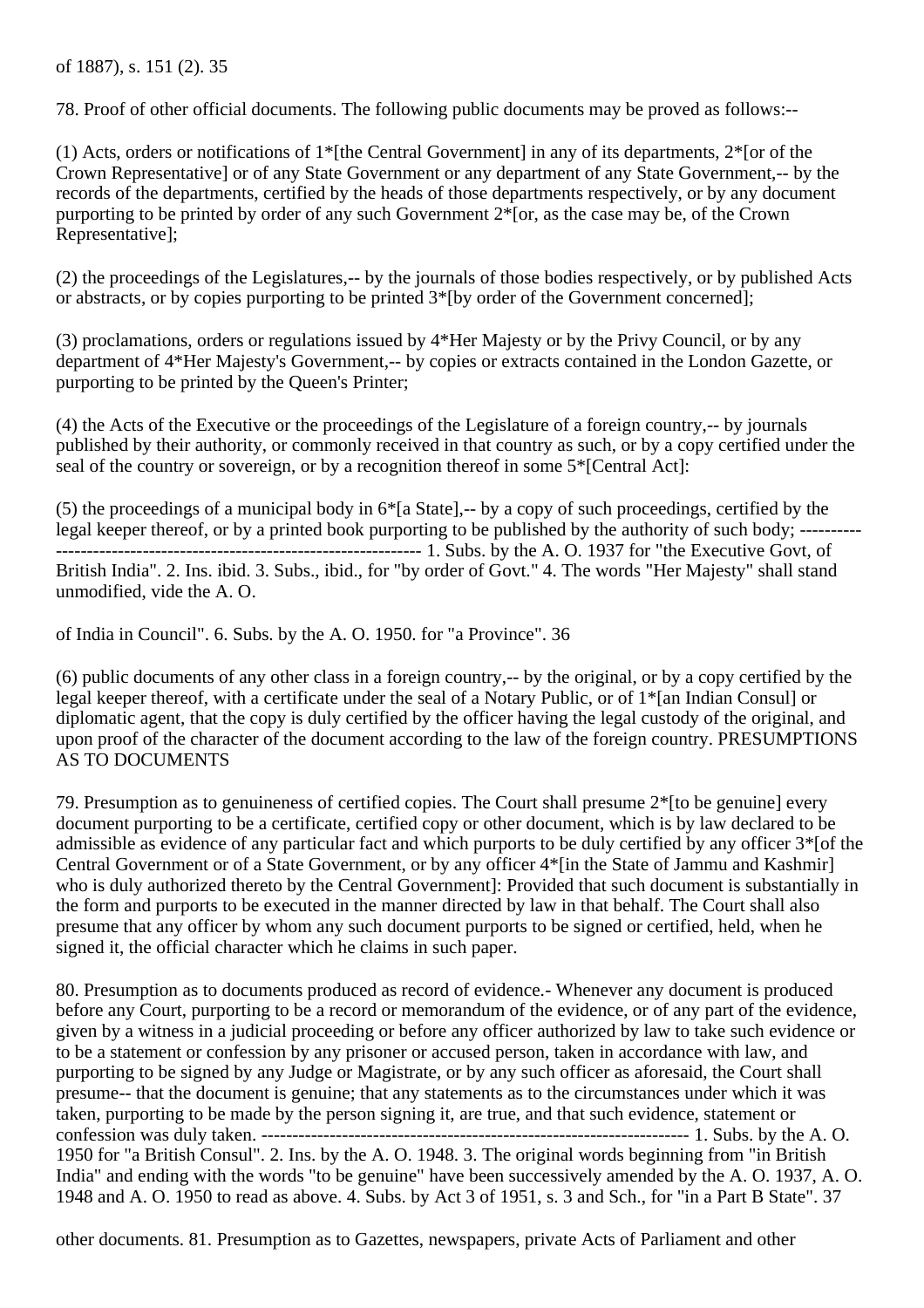of 1887), s. 151 (2).

78. Proof of other official documents. The following public documents may be proved as follows:--

(1) Acts, orders or notifications of 1*[the Central Government] in any of its departments, 2*[or of the Crown Representative] or of any State Government or any department of any State Government,-- by the records of the departments, certified by the heads of those departments respectively, or by any document purporting to be printed by order of any such Government 2*[or, as the case may be, of the Crown Representative];

(2) the proceedings of the Legislatures,-- by the journals of those bodies respectively, or by published Acts or abstracts, or by copies purporting to be printed 3*[by order of the Government concerned];

(3) proclamations, orders or regulations issued by 4*Her Majesty or by the Privy Council, or by any department of 4*Her Majesty's Government,-- by copies or extracts contained in the London Gazette, or purporting to be printed by the Queen's Printer;

(4) the Acts of the Executive or the proceedings of the Legislature of a foreign country,-- by journals published by their authority, or commonly received in that country as such, or by a copy certified under the seal of the country or sovereign, or by a recognition thereof in some 5*[Central Act]:

(5) the proceedings of a municipal body in 6*[a State],-- by a copy of such proceedings, certified by the legal keeper thereof, or by a printed book purporting to be published by the authority of such body; ---------------------------------------------------------------------- 1. Subs. by the A. O. 1937 for "the Executive Govt, of British India". 2. Ins. ibid. 3. Subs., ibid., for "by order of Govt." 4. The words "Her Majesty" shall stand unmodified, vide the A. O.

of India in Council". 6. Subs. by the A. O. 1950. for "a Province".

(6) public documents of any other class in a foreign country,-- by the original, or by a copy certified by the legal keeper thereof, with a certificate under the seal of a Notary Public, or of 1*[an Indian Consul] or diplomatic agent, that the copy is duly certified by the officer having the legal custody of the original, and upon proof of the character of the document according to the law of the foreign country. PRESUMPTIONS AS TO DOCUMENTS

79. Presumption as to genuineness of certified copies. The Court shall presume 2*[to be genuine] every document purporting to be a certificate, certified copy or other document, which is by law declared to be admissible as evidence of any particular fact and which purports to be duly certified by any officer 3*[of the Central Government or of a State Government, or by any officer 4*[in the State of Jammu and Kashmir] who is duly authorized thereto by the Central Government]: Provided that such document is substantially in the form and purports to be executed in the manner directed by law in that behalf. The Court shall also presume that any officer by whom any such document purports to be signed or certified, held, when he signed it, the official character which he claims in such paper.

80. Presumption as to documents produced as record of evidence.- Whenever any document is produced before any Court, purporting to be a record or memorandum of the evidence, or of any part of the evidence, given by a witness in a judicial proceeding or before any officer authorized by law to take such evidence or to be a statement or confession by any prisoner or accused person, taken in accordance with law, and purporting to be signed by any Judge or Magistrate, or by any such officer as aforesaid, the Court shall presume-- that the document is genuine; that any statements as to the circumstances under which it was taken, purporting to be made by the person signing it, are true, and that such evidence, statement or confession was duly taken. ---------------------------------------------------------------------- 1. Subs. by the A. O. 1950 for "a British Consul". 2. Ins. by the A. O. 1948. 3. The original words beginning from "in British India" and ending with the words "to be genuine" have been successively amended by the A. O. 1937, A. O. 1948 and A. O. 1950 to read as above. 4. Subs. by Act 3 of 1951, s. 3 and Sch., for "in a Part B State".

other documents. 81. Presumption as to Gazettes, newspapers, private Acts of Parliament and other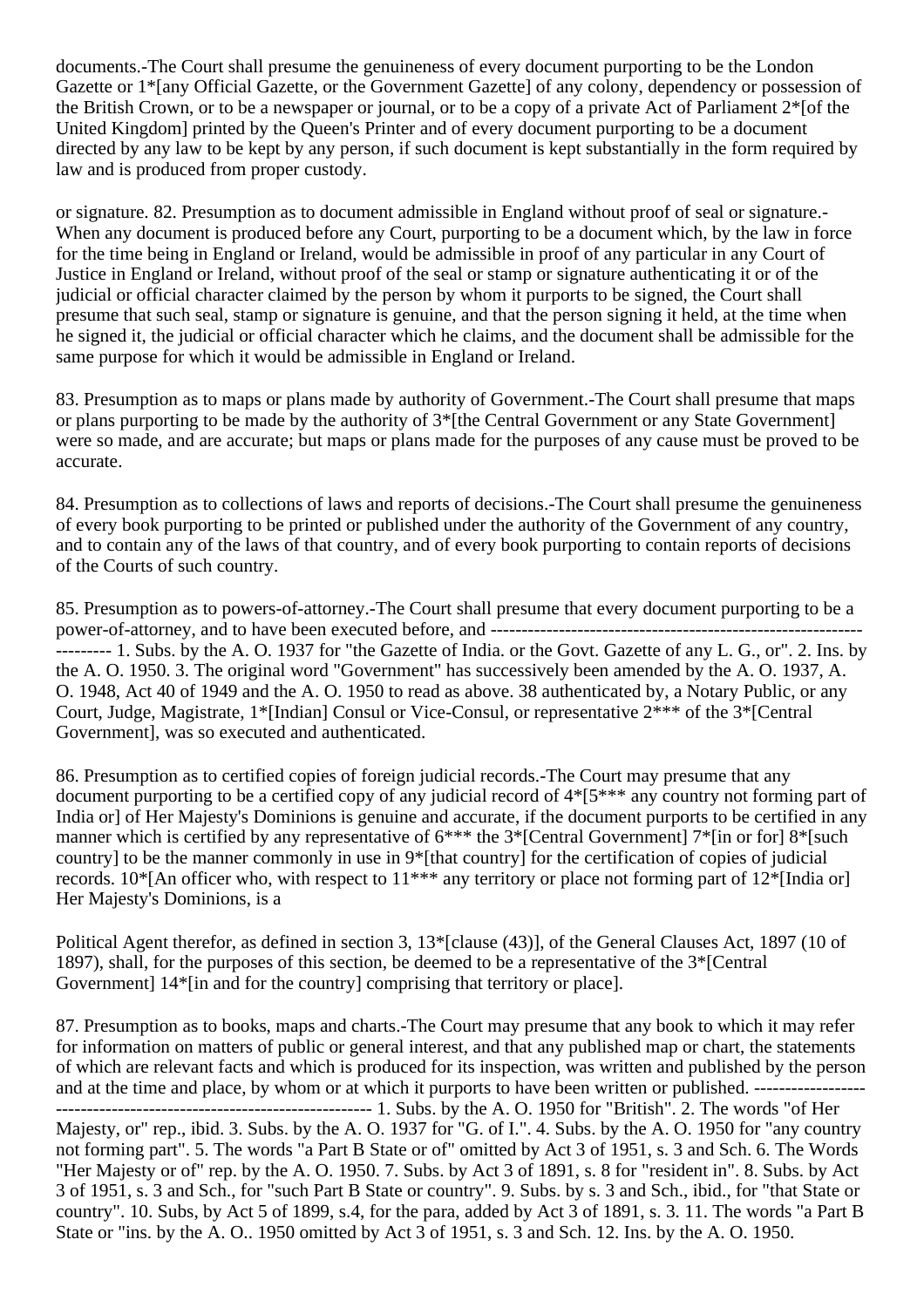documents.-The Court shall presume the genuineness of every document purporting to be the London Gazette or 1*[any Official Gazette, or the Government Gazette] of any colony, dependency or possession of the British Crown, or to be a newspaper or journal, or to be a copy of a private Act of Parliament 2*[of the United Kingdom] printed by the Queen's Printer and of every document purporting to be a document directed by any law to be kept by any person, if such document is kept substantially in the form required by law and is produced from proper custody.

or signature. 82. Presumption as to document admissible in England without proof of seal or signature.-When any document is produced before any Court, purporting to be a document which, by the law in force for the time being in England or Ireland, would be admissible in proof of any particular in any Court of Justice in England or Ireland, without proof of the seal or stamp or signature authenticating it or of the judicial or official character claimed by the person by whom it purports to be signed, the Court shall presume that such seal, stamp or signature is genuine, and that the person signing it held, at the time when he signed it, the judicial or official character which he claims, and the document shall be admissible for the same purpose for which it would be admissible in England or Ireland.

83. Presumption as to maps or plans made by authority of Government.-The Court shall presume that maps or plans purporting to be made by the authority of 3*[the Central Government or any State Government] were so made, and are accurate; but maps or plans made for the purposes of any cause must be proved to be accurate.

84. Presumption as to collections of laws and reports of decisions.-The Court shall presume the genuineness of every book purporting to be printed or published under the authority of the Government of any country, and to contain any of the laws of that country, and of every book purporting to contain reports of decisions of the Courts of such country.

85. Presumption as to powers-of-attorney.-The Court shall presume that every document purporting to be a power-of-attorney, and to have been executed before, and ---------------------------------------------------------------------- 1. Subs. by the A. O. 1937 for "the Gazette of India. or the Govt. Gazette of any L. G., or". 2. Ins. by the A. O. 1950. 3. The original word "Government" has successively been amended by the A. O. 1937, A. O. 1948, Act 40 of 1949 and the A. O. 1950 to read as above. 38 authenticated by, a Notary Public, or any Court, Judge, Magistrate, 1*[Indian] Consul or Vice-Consul, or representative 2*** of the 3*[Central Government], was so executed and authenticated.

86. Presumption as to certified copies of foreign judicial records.-The Court may presume that any document purporting to be a certified copy of any judicial record of 4*[5*** any country not forming part of India or] of Her Majesty's Dominions is genuine and accurate, if the document purports to be certified in any manner which is certified by any representative of 6*** the 3*[Central Government] 7*[in or for] 8*[such country] to be the manner commonly in use in 9*[that country] for the certification of copies of judicial records. 10*[An officer who, with respect to 11*** any territory or place not forming part of 12*[India or] Her Majesty's Dominions, is a

Political Agent therefor, as defined in section 3, 13*[clause (43)], of the General Clauses Act, 1897 (10 of 1897), shall, for the purposes of this section, be deemed to be a representative of the 3*[Central Government] 14*[in and for the country] comprising that territory or place].

87. Presumption as to books, maps and charts.-The Court may presume that any book to which it may refer for information on matters of public or general interest, and that any published map or chart, the statements of which are relevant facts and which is produced for its inspection, was written and published by the person and at the time and place, by whom or at which it purports to have been written or published. ---------------------------------------------------------------------- 1. Subs. by the A. O. 1950 for "British". 2. The words "of Her Majesty, or" rep., ibid. 3. Subs. by the A. O. 1937 for "G. of I.". 4. Subs. by the A. O. 1950 for "any country not forming part". 5. The words "a Part B State or of" omitted by Act 3 of 1951, s. 3 and Sch. 6. The Words "Her Majesty or of" rep. by the A. O. 1950. 7. Subs. by Act 3 of 1891, s. 8 for "resident in". 8. Subs. by Act 3 of 1951, s. 3 and Sch., for "such Part B State or country". 9. Subs. by s. 3 and Sch., ibid., for "that State or country". 10. Subs, by Act 5 of 1899, s.4, for the para, added by Act 3 of 1891, s. 3. 11. The words "a Part B State or "ins. by the A. O.. 1950 omitted by Act 3 of 1951, s. 3 and Sch. 12. Ins. by the A. O. 1950.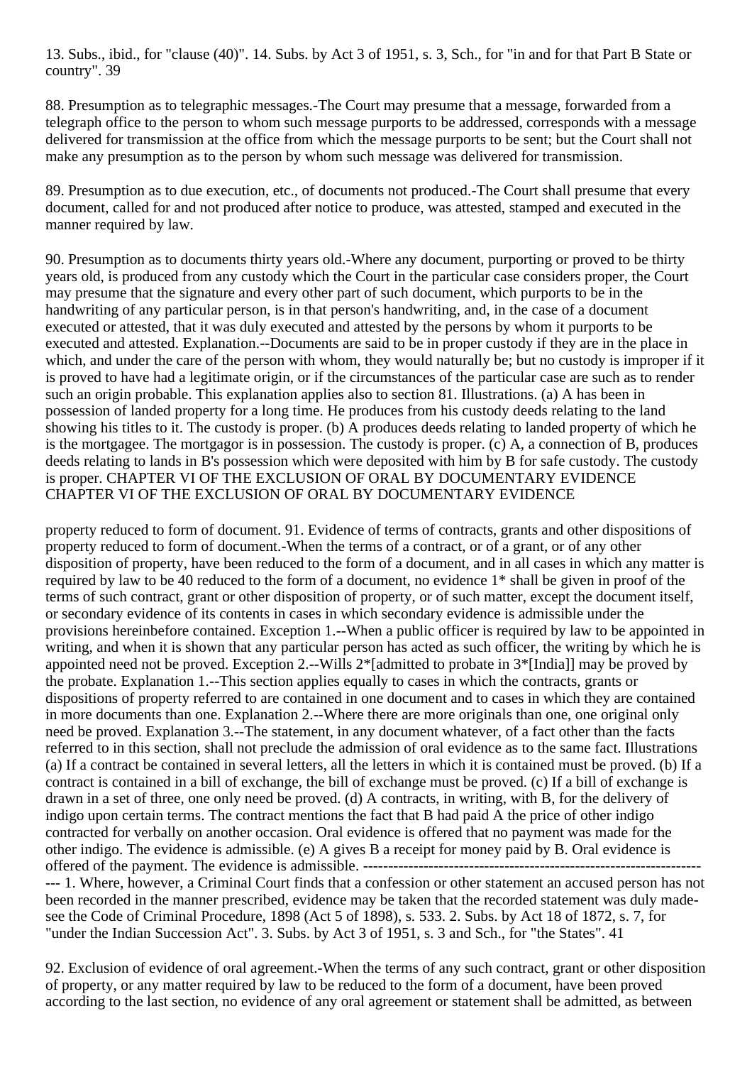13. Subs., ibid., for "clause (40)". 14. Subs. by Act 3 of 1951, s. 3, Sch., for "in and for that Part B State or country". 39

88. Presumption as to telegraphic messages.-The Court may presume that a message, forwarded from a telegraph office to the person to whom such message purports to be addressed, corresponds with a message delivered for transmission at the office from which the message purports to be sent; but the Court shall not make any presumption as to the person by whom such message was delivered for transmission.

89. Presumption as to due execution, etc., of documents not produced.-The Court shall presume that every document, called for and not produced after notice to produce, was attested, stamped and executed in the manner required by law.

90. Presumption as to documents thirty years old.-Where any document, purporting or proved to be thirty years old, is produced from any custody which the Court in the particular case considers proper, the Court may presume that the signature and every other part of such document, which purports to be in the handwriting of any particular person, is in that person's handwriting, and, in the case of a document executed or attested, that it was duly executed and attested by the persons by whom it purports to be executed and attested. Explanation.--Documents are said to be in proper custody if they are in the place in which, and under the care of the person with whom, they would naturally be; but no custody is improper if it is proved to have had a legitimate origin, or if the circumstances of the particular case are such as to render such an origin probable. This explanation applies also to section 81. Illustrations. (a) A has been in possession of landed property for a long time. He produces from his custody deeds relating to the land showing his titles to it. The custody is proper. (b) A produces deeds relating to landed property of which he is the mortgagee. The mortgagor is in possession. The custody is proper. (c) A, a connection of B, produces deeds relating to lands in B's possession which were deposited with him by B for safe custody. The custody is proper. CHAPTER VI OF THE EXCLUSION OF ORAL BY DOCUMENTARY EVIDENCE CHAPTER VI OF THE EXCLUSION OF ORAL BY DOCUMENTARY EVIDENCE

property reduced to form of document. 91. Evidence of terms of contracts, grants and other dispositions of property reduced to form of document.-When the terms of a contract, or of a grant, or of any other disposition of property, have been reduced to the form of a document, and in all cases in which any matter is required by law to be 40 reduced to the form of a document, no evidence 1* shall be given in proof of the terms of such contract, grant or other disposition of property, or of such matter, except the document itself, or secondary evidence of its contents in cases in which secondary evidence is admissible under the provisions hereinbefore contained. Exception 1.--When a public officer is required by law to be appointed in writing, and when it is shown that any particular person has acted as such officer, the writing by which he is appointed need not be proved. Exception 2.--Wills 2*[admitted to probate in 3*[India]] may be proved by the probate. Explanation 1.--This section applies equally to cases in which the contracts, grants or dispositions of property referred to are contained in one document and to cases in which they are contained in more documents than one. Explanation 2.--Where there are more originals than one, one original only need be proved. Explanation 3.--The statement, in any document whatever, of a fact other than the facts referred to in this section, shall not preclude the admission of oral evidence as to the same fact. Illustrations (a) If a contract be contained in several letters, all the letters in which it is contained must be proved. (b) If a contract is contained in a bill of exchange, the bill of exchange must be proved. (c) If a bill of exchange is drawn in a set of three, one only need be proved. (d) A contracts, in writing, with B, for the delivery of indigo upon certain terms. The contract mentions the fact that B had paid A the price of other indigo contracted for verbally on another occasion. Oral evidence is offered that no payment was made for the other indigo. The evidence is admissible. (e) A gives B a receipt for money paid by B. Oral evidence is offered of the payment. The evidence is admissible. -------------------------------------------------------------------- 1. Where, however, a Criminal Court finds that a confession or other statement an accused person has not been recorded in the manner prescribed, evidence may be taken that the recorded statement was duly made- see the Code of Criminal Procedure, 1898 (Act 5 of 1898), s. 533. 2. Subs. by Act 18 of 1872, s. 7, for "under the Indian Succession Act". 3. Subs. by Act 3 of 1951, s. 3 and Sch., for "the States". 41

92. Exclusion of evidence of oral agreement.-When the terms of any such contract, grant or other disposition of property, or any matter required by law to be reduced to the form of a document, have been proved according to the last section, no evidence of any oral agreement or statement shall be admitted, as between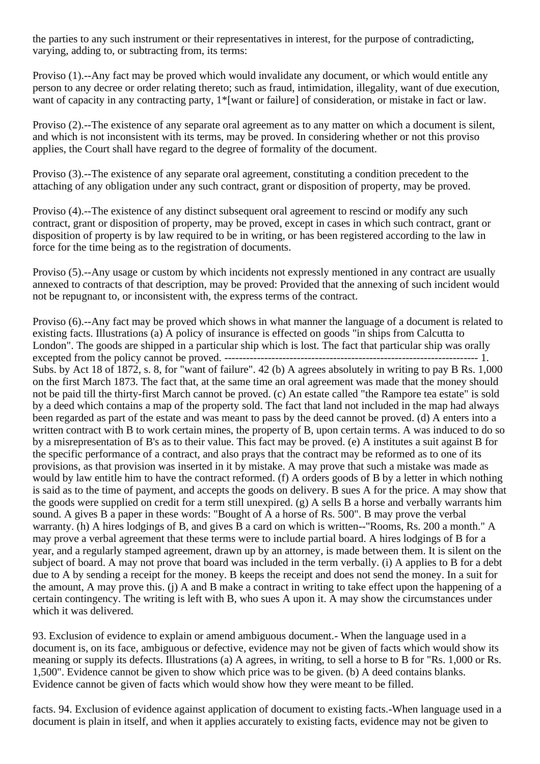the parties to any such instrument or their representatives in interest, for the purpose of contradicting, varying, adding to, or subtracting from, its terms:

Proviso (1).--Any fact may be proved which would invalidate any document, or which would entitle any person to any decree or order relating thereto; such as fraud, intimidation, illegality, want of due execution, want of capacity in any contracting party, 1*[want or failure] of consideration, or mistake in fact or law.

Proviso (2).--The existence of any separate oral agreement as to any matter on which a document is silent, and which is not inconsistent with its terms, may be proved. In considering whether or not this proviso applies, the Court shall have regard to the degree of formality of the document.

Proviso (3).--The existence of any separate oral agreement, constituting a condition precedent to the attaching of any obligation under any such contract, grant or disposition of property, may be proved.

Proviso (4).--The existence of any distinct subsequent oral agreement to rescind or modify any such contract, grant or disposition of property, may be proved, except in cases in which such contract, grant or disposition of property is by law required to be in writing, or has been registered according to the law in force for the time being as to the registration of documents.

Proviso (5).--Any usage or custom by which incidents not expressly mentioned in any contract are usually annexed to contracts of that description, may be proved: Provided that the annexing of such incident would not be repugnant to, or inconsistent with, the express terms of the contract.

Proviso (6).--Any fact may be proved which shows in what manner the language of a document is related to existing facts. Illustrations (a) A policy of insurance is effected on goods "in ships from Calcutta to London". The goods are shipped in a particular ship which is lost. The fact that particular ship was orally excepted from the policy cannot be proved. ---------------------------------------------------------------------- 1. Subs. by Act 18 of 1872, s. 8, for "want of failure". 42 (b) A agrees absolutely in writing to pay B Rs. 1,000 on the first March 1873. The fact that, at the same time an oral agreement was made that the money should not be paid till the thirty-first March cannot be proved. (c) An estate called "the Rampore tea estate" is sold by a deed which contains a map of the property sold. The fact that land not included in the map had always been regarded as part of the estate and was meant to pass by the deed cannot be proved. (d) A enters into a written contract with B to work certain mines, the property of B, upon certain terms. A was induced to do so by a misrepresentation of B's as to their value. This fact may be proved. (e) A institutes a suit against B for the specific performance of a contract, and also prays that the contract may be reformed as to one of its provisions, as that provision was inserted in it by mistake. A may prove that such a mistake was made as would by law entitle him to have the contract reformed. (f) A orders goods of B by a letter in which nothing is said as to the time of payment, and accepts the goods on delivery. B sues A for the price. A may show that the goods were supplied on credit for a term still unexpired. (g) A sells B a horse and verbally warrants him sound. A gives B a paper in these words: "Bought of A a horse of Rs. 500". B may prove the verbal warranty. (h) A hires lodgings of B, and gives B a card on which is written--"Rooms, Rs. 200 a month." A may prove a verbal agreement that these terms were to include partial board. A hires lodgings of B for a year, and a regularly stamped agreement, drawn up by an attorney, is made between them. It is silent on the subject of board. A may not prove that board was included in the term verbally. (i) A applies to B for a debt due to A by sending a receipt for the money. B keeps the receipt and does not send the money. In a suit for the amount, A may prove this. (j) A and B make a contract in writing to take effect upon the happening of a certain contingency. The writing is left with B, who sues A upon it. A may show the circumstances under which it was delivered.

93. Exclusion of evidence to explain or amend ambiguous document.- When the language used in a document is, on its face, ambiguous or defective, evidence may not be given of facts which would show its meaning or supply its defects. Illustrations (a) A agrees, in writing, to sell a horse to B for "Rs. 1,000 or Rs. 1,500". Evidence cannot be given to show which price was to be given. (b) A deed contains blanks. Evidence cannot be given of facts which would show how they were meant to be filled.

facts. 94. Exclusion of evidence against application of document to existing facts.-When language used in a document is plain in itself, and when it applies accurately to existing facts, evidence may not be given to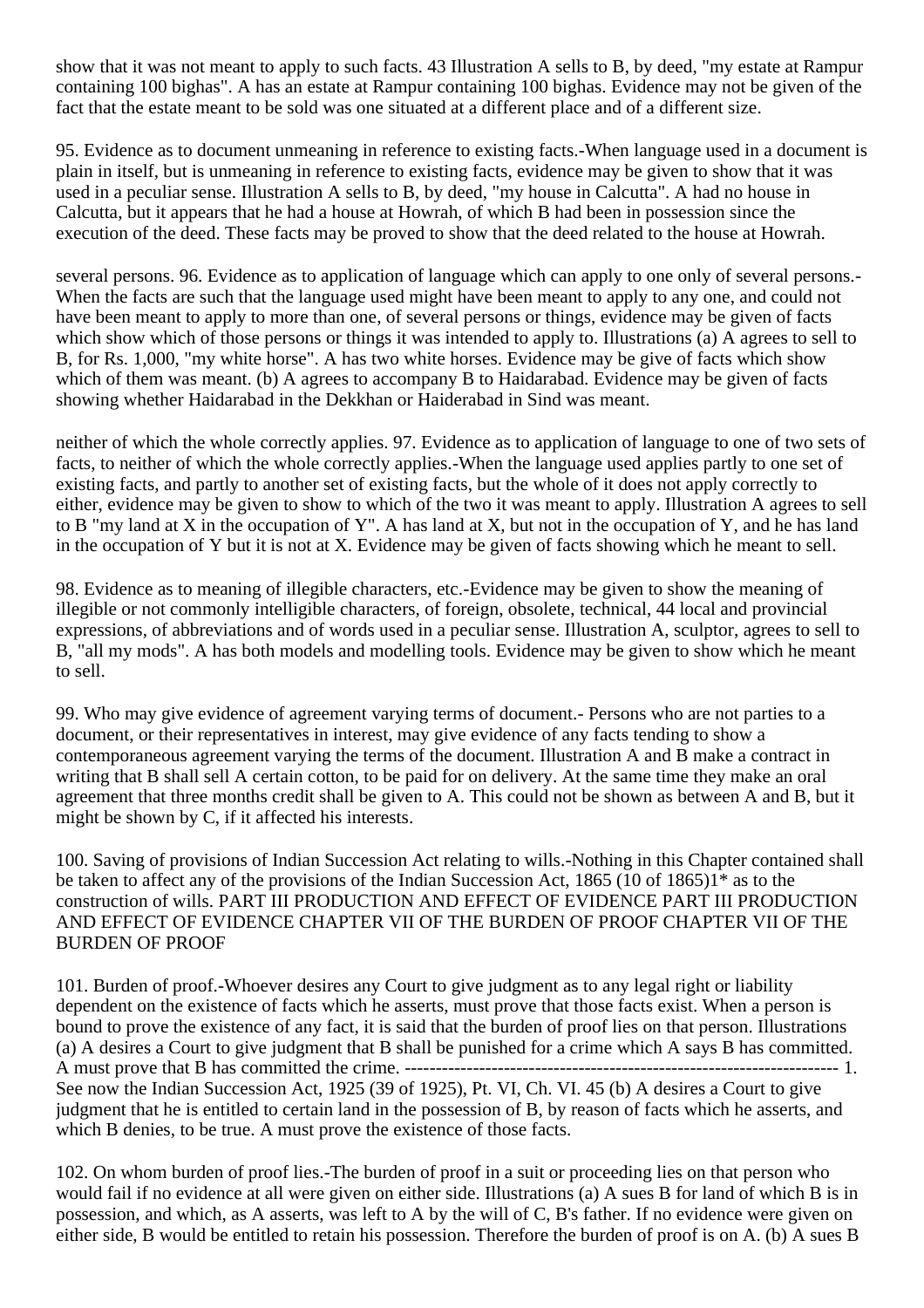show that it was not meant to apply to such facts. 43 Illustration A sells to B, by deed, "my estate at Rampur containing 100 bighas". A has an estate at Rampur containing 100 bighas. Evidence may not be given of the fact that the estate meant to be sold was one situated at a different place and of a different size.

95. Evidence as to document unmeaning in reference to existing facts.-When language used in a document is plain in itself, but is unmeaning in reference to existing facts, evidence may be given to show that it was used in a peculiar sense. Illustration A sells to B, by deed, "my house in Calcutta". A had no house in Calcutta, but it appears that he had a house at Howrah, of which B had been in possession since the execution of the deed. These facts may be proved to show that the deed related to the house at Howrah.

several persons. 96. Evidence as to application of language which can apply to one only of several persons.-When the facts are such that the language used might have been meant to apply to any one, and could not have been meant to apply to more than one, of several persons or things, evidence may be given of facts which show which of those persons or things it was intended to apply to. Illustrations (a) A agrees to sell to B, for Rs. 1,000, "my white horse". A has two white horses. Evidence may be give of facts which show which of them was meant. (b) A agrees to accompany B to Haidarabad. Evidence may be given of facts showing whether Haidarabad in the Dekkhan or Haiderabad in Sind was meant.

neither of which the whole correctly applies. 97. Evidence as to application of language to one of two sets of facts, to neither of which the whole correctly applies.-When the language used applies partly to one set of existing facts, and partly to another set of existing facts, but the whole of it does not apply correctly to either, evidence may be given to show to which of the two it was meant to apply. Illustration A agrees to sell to B "my land at X in the occupation of Y". A has land at X, but not in the occupation of Y, and he has land in the occupation of Y but it is not at X. Evidence may be given of facts showing which he meant to sell.

98. Evidence as to meaning of illegible characters, etc.-Evidence may be given to show the meaning of illegible or not commonly intelligible characters, of foreign, obsolete, technical, 44 local and provincial expressions, of abbreviations and of words used in a peculiar sense. Illustration A, sculptor, agrees to sell to B, "all my mods". A has both models and modelling tools. Evidence may be given to show which he meant to sell.

99. Who may give evidence of agreement varying terms of document.- Persons who are not parties to a document, or their representatives in interest, may give evidence of any facts tending to show a contemporaneous agreement varying the terms of the document. Illustration A and B make a contract in writing that B shall sell A certain cotton, to be paid for on delivery. At the same time they make an oral agreement that three months credit shall be given to A. This could not be shown as between A and B, but it might be shown by C, if it affected his interests.

100. Saving of provisions of Indian Succession Act relating to wills.-Nothing in this Chapter contained shall be taken to affect any of the provisions of the Indian Succession Act, 1865 (10 of 1865)1* as to the construction of wills. PART III PRODUCTION AND EFFECT OF EVIDENCE PART III PRODUCTION AND EFFECT OF EVIDENCE CHAPTER VII OF THE BURDEN OF PROOF CHAPTER VII OF THE BURDEN OF PROOF

101. Burden of proof.-Whoever desires any Court to give judgment as to any legal right or liability dependent on the existence of facts which he asserts, must prove that those facts exist. When a person is bound to prove the existence of any fact, it is said that the burden of proof lies on that person. Illustrations (a) A desires a Court to give judgment that B shall be punished for a crime which A says B has committed. A must prove that B has committed the crime. ---------------------------------------------------------------------- 1. See now the Indian Succession Act, 1925 (39 of 1925), Pt. VI, Ch. VI. 45 (b) A desires a Court to give judgment that he is entitled to certain land in the possession of B, by reason of facts which he asserts, and which B denies, to be true. A must prove the existence of those facts.

102. On whom burden of proof lies.-The burden of proof in a suit or proceeding lies on that person who would fail if no evidence at all were given on either side. Illustrations (a) A sues B for land of which B is in possession, and which, as A asserts, was left to A by the will of C, B's father. If no evidence were given on either side, B would be entitled to retain his possession. Therefore the burden of proof is on A. (b) A sues B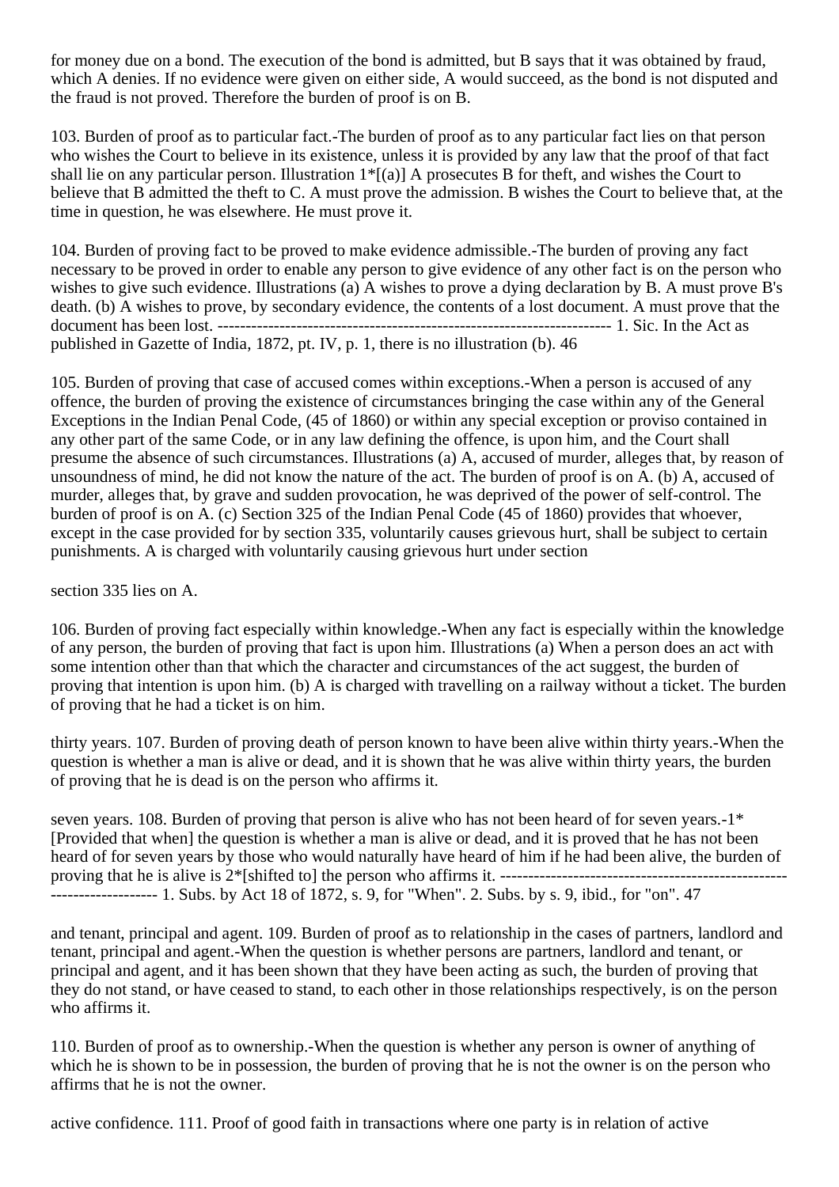for money due on a bond. The execution of the bond is admitted, but B says that it was obtained by fraud, which A denies. If no evidence were given on either side, A would succeed, as the bond is not disputed and the fraud is not proved. Therefore the burden of proof is on B.

103. Burden of proof as to particular fact.-The burden of proof as to any particular fact lies on that person who wishes the Court to believe in its existence, unless it is provided by any law that the proof of that fact shall lie on any particular person. Illustration 1*[(a)] A prosecutes B for theft, and wishes the Court to believe that B admitted the theft to C. A must prove the admission. B wishes the Court to believe that, at the time in question, he was elsewhere. He must prove it.

104. Burden of proving fact to be proved to make evidence admissible.-The burden of proving any fact necessary to be proved in order to enable any person to give evidence of any other fact is on the person who wishes to give such evidence. Illustrations (a) A wishes to prove a dying declaration by B. A must prove B's death. (b) A wishes to prove, by secondary evidence, the contents of a lost document. A must prove that the document has been lost. ---------------------------------------------------------------------- 1. Sic. In the Act as published in Gazette of India, 1872, pt. IV, p. 1, there is no illustration (b). 46

105. Burden of proving that case of accused comes within exceptions.-When a person is accused of any offence, the burden of proving the existence of circumstances bringing the case within any of the General Exceptions in the Indian Penal Code, (45 of 1860) or within any special exception or proviso contained in any other part of the same Code, or in any law defining the offence, is upon him, and the Court shall presume the absence of such circumstances. Illustrations (a) A, accused of murder, alleges that, by reason of unsoundness of mind, he did not know the nature of the act. The burden of proof is on A. (b) A, accused of murder, alleges that, by grave and sudden provocation, he was deprived of the power of self-control. The burden of proof is on A. (c) Section 325 of the Indian Penal Code (45 of 1860) provides that whoever, except in the case provided for by section 335, voluntarily causes grievous hurt, shall be subject to certain punishments. A is charged with voluntarily causing grievous hurt under section

section 335 lies on A.

106. Burden of proving fact especially within knowledge.-When any fact is especially within the knowledge of any person, the burden of proving that fact is upon him. Illustrations (a) When a person does an act with some intention other than that which the character and circumstances of the act suggest, the burden of proving that intention is upon him. (b) A is charged with travelling on a railway without a ticket. The burden of proving that he had a ticket is on him.

thirty years. 107. Burden of proving death of person known to have been alive within thirty years.-When the question is whether a man is alive or dead, and it is shown that he was alive within thirty years, the burden of proving that he is dead is on the person who affirms it.

seven years. 108. Burden of proving that person is alive who has not been heard of for seven years.-1*[Provided that when] the question is whether a man is alive or dead, and it is proved that he has not been heard of for seven years by those who would naturally have heard of him if he had been alive, the burden of proving that he is alive is 2*[shifted to] the person who affirms it. --------------------------------------------------------------------- 1. Subs. by Act 18 of 1872, s. 9, for "When". 2. Subs. by s. 9, ibid., for "on". 47

and tenant, principal and agent. 109. Burden of proof as to relationship in the cases of partners, landlord and tenant, principal and agent.-When the question is whether persons are partners, landlord and tenant, or principal and agent, and it has been shown that they have been acting as such, the burden of proving that they do not stand, or have ceased to stand, to each other in those relationships respectively, is on the person who affirms it.

110. Burden of proof as to ownership.-When the question is whether any person is owner of anything of which he is shown to be in possession, the burden of proving that he is not the owner is on the person who affirms that he is not the owner.

active confidence. 111. Proof of good faith in transactions where one party is in relation of active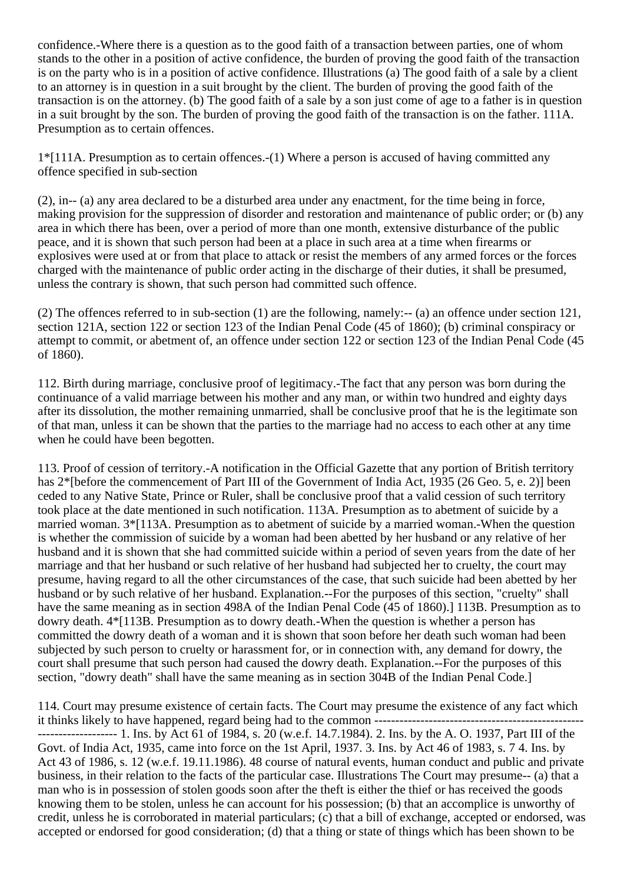confidence.-Where there is a question as to the good faith of a transaction between parties, one of whom stands to the other in a position of active confidence, the burden of proving the good faith of the transaction is on the party who is in a position of active confidence. Illustrations (a) The good faith of a sale by a client to an attorney is in question in a suit brought by the client. The burden of proving the good faith of the transaction is on the attorney. (b) The good faith of a sale by a son just come of age to a father is in question in a suit brought by the son. The burden of proving the good faith of the transaction is on the father. 111A. Presumption as to certain offences.

1*[111A. Presumption as to certain offences.-(1) Where a person is accused of having committed any offence specified in sub-section

(2), in-- (a) any area declared to be a disturbed area under any enactment, for the time being in force, making provision for the suppression of disorder and restoration and maintenance of public order; or (b) any area in which there has been, over a period of more than one month, extensive disturbance of the public peace, and it is shown that such person had been at a place in such area at a time when firearms or explosives were used at or from that place to attack or resist the members of any armed forces or the forces charged with the maintenance of public order acting in the discharge of their duties, it shall be presumed, unless the contrary is shown, that such person had committed such offence.

(2) The offences referred to in sub-section (1) are the following, namely:-- (a) an offence under section 121, section 121A, section 122 or section 123 of the Indian Penal Code (45 of 1860); (b) criminal conspiracy or attempt to commit, or abetment of, an offence under section 122 or section 123 of the Indian Penal Code (45 of 1860).

112. Birth during marriage, conclusive proof of legitimacy.-The fact that any person was born during the continuance of a valid marriage between his mother and any man, or within two hundred and eighty days after its dissolution, the mother remaining unmarried, shall be conclusive proof that he is the legitimate son of that man, unless it can be shown that the parties to the marriage had no access to each other at any time when he could have been begotten.

113. Proof of cession of territory.-A notification in the Official Gazette that any portion of British territory has 2*[before the commencement of Part III of the Government of India Act, 1935 (26 Geo. 5, e. 2)] been ceded to any Native State, Prince or Ruler, shall be conclusive proof that a valid cession of such territory took place at the date mentioned in such notification. 113A. Presumption as to abetment of suicide by a married woman. 3*[113A. Presumption as to abetment of suicide by a married woman.-When the question is whether the commission of suicide by a woman had been abetted by her husband or any relative of her husband and it is shown that she had committed suicide within a period of seven years from the date of her marriage and that her husband or such relative of her husband had subjected her to cruelty, the court may presume, having regard to all the other circumstances of the case, that such suicide had been abetted by her husband or by such relative of her husband. Explanation.--For the purposes of this section, "cruelty" shall have the same meaning as in section 498A of the Indian Penal Code (45 of 1860).] 113B. Presumption as to dowry death. 4*[113B. Presumption as to dowry death.-When the question is whether a person has committed the dowry death of a woman and it is shown that soon before her death such woman had been subjected by such person to cruelty or harassment for, or in connection with, any demand for dowry, the court shall presume that such person had caused the dowry death. Explanation.--For the purposes of this section, "dowry death" shall have the same meaning as in section 304B of the Indian Penal Code.]

114. Court may presume existence of certain facts. The Court may presume the existence of any fact which it thinks likely to have happened, regard being had to the common ---------------------------------------------------------------------- 1. Ins. by Act 61 of 1984, s. 20 (w.e.f. 14.7.1984). 2. Ins. by the A. O. 1937, Part III of the Govt. of India Act, 1935, came into force on the 1st April, 1937. 3. Ins. by Act 46 of 1983, s. 7 4. Ins. by Act 43 of 1986, s. 12 (w.e.f. 19.11.1986). 48 course of natural events, human conduct and public and private business, in their relation to the facts of the particular case. Illustrations The Court may presume-- (a) that a man who is in possession of stolen goods soon after the theft is either the thief or has received the goods knowing them to be stolen, unless he can account for his possession; (b) that an accomplice is unworthy of credit, unless he is corroborated in material particulars; (c) that a bill of exchange, accepted or endorsed, was accepted or endorsed for good consideration; (d) that a thing or state of things which has been shown to be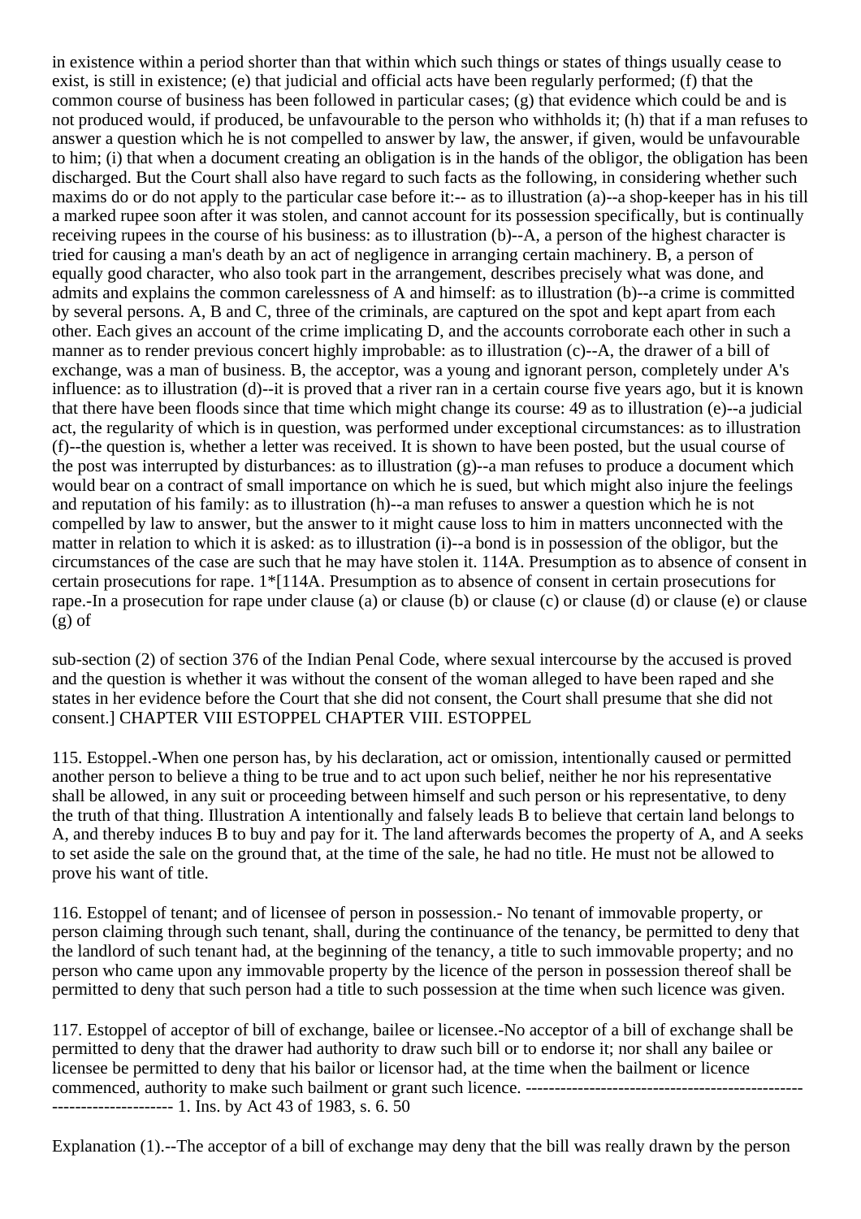in existence within a period shorter than that within which such things or states of things usually cease to exist, is still in existence; (e) that judicial and official acts have been regularly performed; (f) that the common course of business has been followed in particular cases; (g) that evidence which could be and is not produced would, if produced, be unfavourable to the person who withholds it; (h) that if a man refuses to answer a question which he is not compelled to answer by law, the answer, if given, would be unfavourable to him; (i) that when a document creating an obligation is in the hands of the obligor, the obligation has been discharged. But the Court shall also have regard to such facts as the following, in considering whether such maxims do or do not apply to the particular case before it:-- as to illustration (a)--a shop-keeper has in his till a marked rupee soon after it was stolen, and cannot account for its possession specifically, but is continually receiving rupees in the course of his business: as to illustration (b)--A, a person of the highest character is tried for causing a man's death by an act of negligence in arranging certain machinery. B, a person of equally good character, who also took part in the arrangement, describes precisely what was done, and admits and explains the common carelessness of A and himself: as to illustration (b)--a crime is committed by several persons. A, B and C, three of the criminals, are captured on the spot and kept apart from each other. Each gives an account of the crime implicating D, and the accounts corroborate each other in such a manner as to render previous concert highly improbable: as to illustration (c)--A, the drawer of a bill of exchange, was a man of business. B, the acceptor, was a young and ignorant person, completely under A's influence: as to illustration (d)--it is proved that a river ran in a certain course five years ago, but it is known that there have been floods since that time which might change its course: 49 as to illustration (e)--a judicial act, the regularity of which is in question, was performed under exceptional circumstances: as to illustration (f)--the question is, whether a letter was received. It is shown to have been posted, but the usual course of the post was interrupted by disturbances: as to illustration (g)--a man refuses to produce a document which would bear on a contract of small importance on which he is sued, but which might also injure the feelings and reputation of his family: as to illustration (h)--a man refuses to answer a question which he is not compelled by law to answer, but the answer to it might cause loss to him in matters unconnected with the matter in relation to which it is asked: as to illustration (i)--a bond is in possession of the obligor, but the circumstances of the case are such that he may have stolen it. 114A. Presumption as to absence of consent in certain prosecutions for rape. 1*[114A. Presumption as to absence of consent in certain prosecutions for rape.-In a prosecution for rape under clause (a) or clause (b) or clause (c) or clause (d) or clause (e) or clause (g) of

sub-section (2) of section 376 of the Indian Penal Code, where sexual intercourse by the accused is proved and the question is whether it was without the consent of the woman alleged to have been raped and she states in her evidence before the Court that she did not consent, the Court shall presume that she did not consent.] CHAPTER VIII ESTOPPEL CHAPTER VIII. ESTOPPEL

115. Estoppel.-When one person has, by his declaration, act or omission, intentionally caused or permitted another person to believe a thing to be true and to act upon such belief, neither he nor his representative shall be allowed, in any suit or proceeding between himself and such person or his representative, to deny the truth of that thing. Illustration A intentionally and falsely leads B to believe that certain land belongs to A, and thereby induces B to buy and pay for it. The land afterwards becomes the property of A, and A seeks to set aside the sale on the ground that, at the time of the sale, he had no title. He must not be allowed to prove his want of title.

116. Estoppel of tenant; and of licensee of person in possession.- No tenant of immovable property, or person claiming through such tenant, shall, during the continuance of the tenancy, be permitted to deny that the landlord of such tenant had, at the beginning of the tenancy, a title to such immovable property; and no person who came upon any immovable property by the licence of the person in possession thereof shall be permitted to deny that such person had a title to such possession at the time when such licence was given.

117. Estoppel of acceptor of bill of exchange, bailee or licensee.-No acceptor of a bill of exchange shall be permitted to deny that the drawer had authority to draw such bill or to endorse it; nor shall any bailee or licensee be permitted to deny that his bailor or licensor had, at the time when the bailment or licence commenced, authority to make such bailment or grant such licence. ------------------------------------------------ --------------------- 1. Ins. by Act 43 of 1983, s. 6. 50

Explanation (1).--The acceptor of a bill of exchange may deny that the bill was really drawn by the person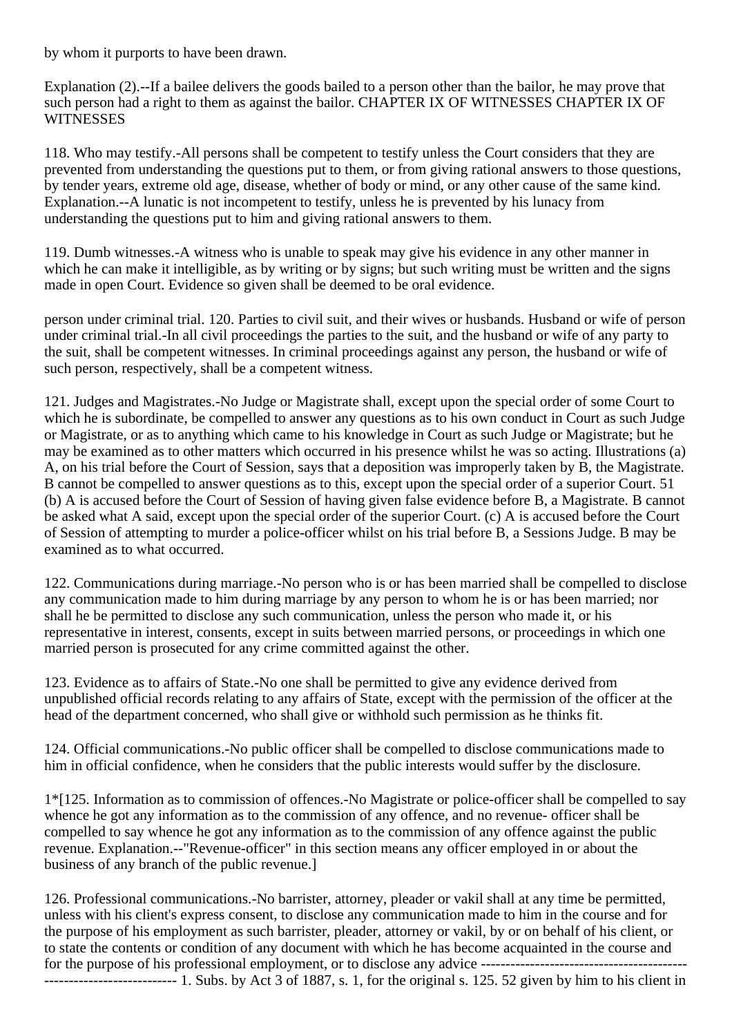by whom it purports to have been drawn.

Explanation (2).--If a bailee delivers the goods bailed to a person other than the bailor, he may prove that such person had a right to them as against the bailor. CHAPTER IX OF WITNESSES CHAPTER IX OF WITNESSES

118. Who may testify.-All persons shall be competent to testify unless the Court considers that they are prevented from understanding the questions put to them, or from giving rational answers to those questions, by tender years, extreme old age, disease, whether of body or mind, or any other cause of the same kind. Explanation.--A lunatic is not incompetent to testify, unless he is prevented by his lunacy from understanding the questions put to him and giving rational answers to them.

119. Dumb witnesses.-A witness who is unable to speak may give his evidence in any other manner in which he can make it intelligible, as by writing or by signs; but such writing must be written and the signs made in open Court. Evidence so given shall be deemed to be oral evidence.

person under criminal trial. 120. Parties to civil suit, and their wives or husbands. Husband or wife of person under criminal trial.-In all civil proceedings the parties to the suit, and the husband or wife of any party to the suit, shall be competent witnesses. In criminal proceedings against any person, the husband or wife of such person, respectively, shall be a competent witness.

121. Judges and Magistrates.-No Judge or Magistrate shall, except upon the special order of some Court to which he is subordinate, be compelled to answer any questions as to his own conduct in Court as such Judge or Magistrate, or as to anything which came to his knowledge in Court as such Judge or Magistrate; but he may be examined as to other matters which occurred in his presence whilst he was so acting. Illustrations (a) A, on his trial before the Court of Session, says that a deposition was improperly taken by B, the Magistrate. B cannot be compelled to answer questions as to this, except upon the special order of a superior Court. 51 (b) A is accused before the Court of Session of having given false evidence before B, a Magistrate. B cannot be asked what A said, except upon the special order of the superior Court. (c) A is accused before the Court of Session of attempting to murder a police-officer whilst on his trial before B, a Sessions Judge. B may be examined as to what occurred.

122. Communications during marriage.-No person who is or has been married shall be compelled to disclose any communication made to him during marriage by any person to whom he is or has been married; nor shall he be permitted to disclose any such communication, unless the person who made it, or his representative in interest, consents, except in suits between married persons, or proceedings in which one married person is prosecuted for any crime committed against the other.

123. Evidence as to affairs of State.-No one shall be permitted to give any evidence derived from unpublished official records relating to any affairs of State, except with the permission of the officer at the head of the department concerned, who shall give or withhold such permission as he thinks fit.

124. Official communications.-No public officer shall be compelled to disclose communications made to him in official confidence, when he considers that the public interests would suffer by the disclosure.

1*[125. Information as to commission of offences.-No Magistrate or police-officer shall be compelled to say whence he got any information as to the commission of any offence, and no revenue- officer shall be compelled to say whence he got any information as to the commission of any offence against the public revenue. Explanation.--"Revenue-officer" in this section means any officer employed in or about the business of any branch of the public revenue.]

126. Professional communications.-No barrister, attorney, pleader or vakil shall at any time be permitted, unless with his client's express consent, to disclose any communication made to him in the course and for the purpose of his employment as such barrister, pleader, attorney or vakil, by or on behalf of his client, or to state the contents or condition of any document with which he has become acquainted in the course and for the purpose of his professional employment, or to disclose any advice ------------------------------------------------------------------------ 1. Subs. by Act 3 of 1887, s. 1, for the original s. 125. 52 given by him to his client in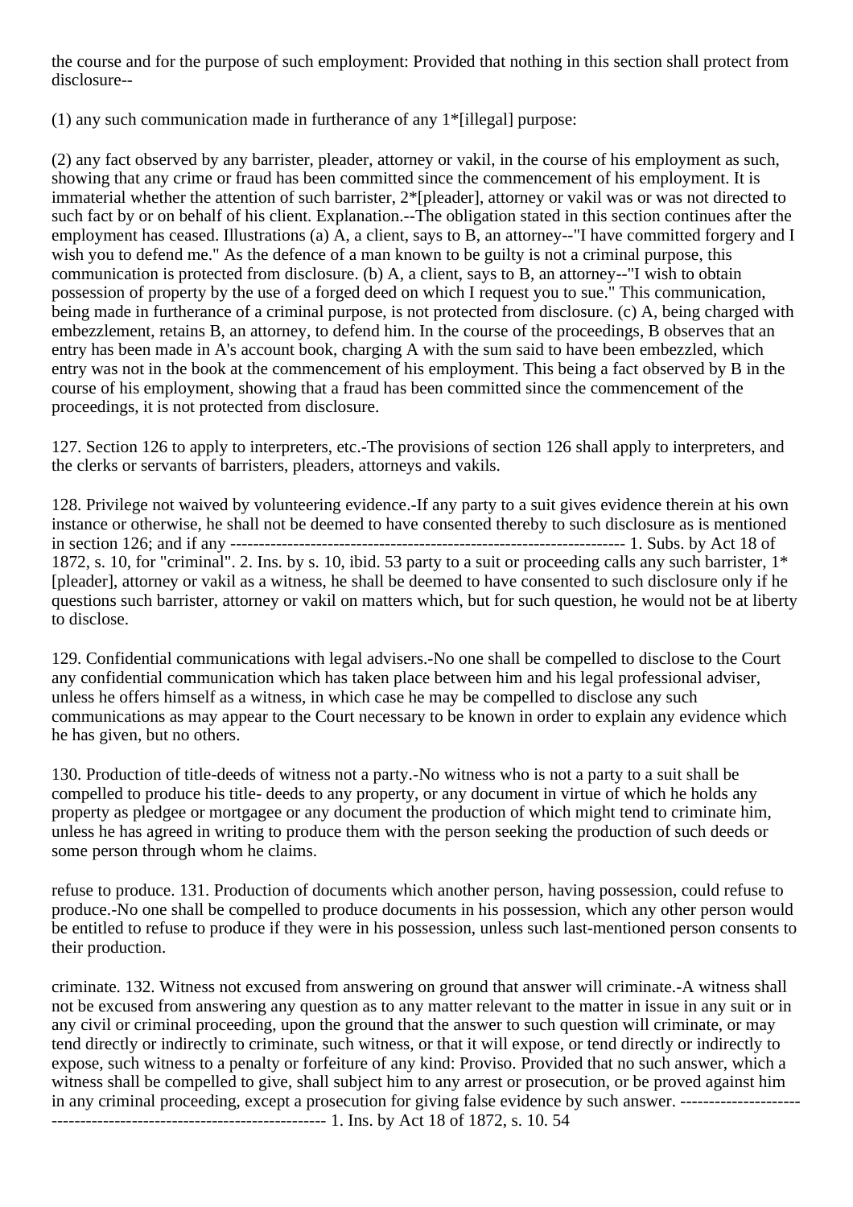the course and for the purpose of such employment: Provided that nothing in this section shall protect from disclosure--

(1) any such communication made in furtherance of any 1*[illegal] purpose:

(2) any fact observed by any barrister, pleader, attorney or vakil, in the course of his employment as such, showing that any crime or fraud has been committed since the commencement of his employment. It is immaterial whether the attention of such barrister, 2*[pleader], attorney or vakil was or was not directed to such fact by or on behalf of his client. Explanation.--The obligation stated in this section continues after the employment has ceased. Illustrations (a) A, a client, says to B, an attorney--"I have committed forgery and I wish you to defend me." As the defence of a man known to be guilty is not a criminal purpose, this communication is protected from disclosure. (b) A, a client, says to B, an attorney--"I wish to obtain possession of property by the use of a forged deed on which I request you to sue." This communication, being made in furtherance of a criminal purpose, is not protected from disclosure. (c) A, being charged with embezzlement, retains B, an attorney, to defend him. In the course of the proceedings, B observes that an entry has been made in A's account book, charging A with the sum said to have been embezzled, which entry was not in the book at the commencement of his employment. This being a fact observed by B in the course of his employment, showing that a fraud has been committed since the commencement of the proceedings, it is not protected from disclosure.

127. Section 126 to apply to interpreters, etc.-The provisions of section 126 shall apply to interpreters, and the clerks or servants of barristers, pleaders, attorneys and vakils.

128. Privilege not waived by volunteering evidence.-If any party to a suit gives evidence therein at his own instance or otherwise, he shall not be deemed to have consented thereby to such disclosure as is mentioned in section 126; and if any ------------------------------------------------------------------------ 1. Subs. by Act 18 of 1872, s. 10, for "criminal". 2. Ins. by s. 10, ibid. 53 party to a suit or proceeding calls any such barrister, 1*[pleader], attorney or vakil as a witness, he shall be deemed to have consented to such disclosure only if he questions such barrister, attorney or vakil on matters which, but for such question, he would not be at liberty to disclose.

129. Confidential communications with legal advisers.-No one shall be compelled to disclose to the Court any confidential communication which has taken place between him and his legal professional adviser, unless he offers himself as a witness, in which case he may be compelled to disclose any such communications as may appear to the Court necessary to be known in order to explain any evidence which he has given, but no others.

130. Production of title-deeds of witness not a party.-No witness who is not a party to a suit shall be compelled to produce his title- deeds to any property, or any document in virtue of which he holds any property as pledgee or mortgagee or any document the production of which might tend to criminate him, unless he has agreed in writing to produce them with the person seeking the production of such deeds or some person through whom he claims.

refuse to produce. 131. Production of documents which another person, having possession, could refuse to produce.-No one shall be compelled to produce documents in his possession, which any other person would be entitled to refuse to produce if they were in his possession, unless such last-mentioned person consents to their production.

criminate. 132. Witness not excused from answering on ground that answer will criminate.-A witness shall not be excused from answering any question as to any matter relevant to the matter in issue in any suit or in any civil or criminal proceeding, upon the ground that the answer to such question will criminate, or may tend directly or indirectly to criminate, such witness, or that it will expose, or tend directly or indirectly to expose, such witness to a penalty or forfeiture of any kind: Proviso. Provided that no such answer, which a witness shall be compelled to give, shall subject him to any arrest or prosecution, or be proved against him in any criminal proceeding, except a prosecution for giving false evidence by such answer. ------------------------------------------------------------------------ 1. Ins. by Act 18 of 1872, s. 10. 54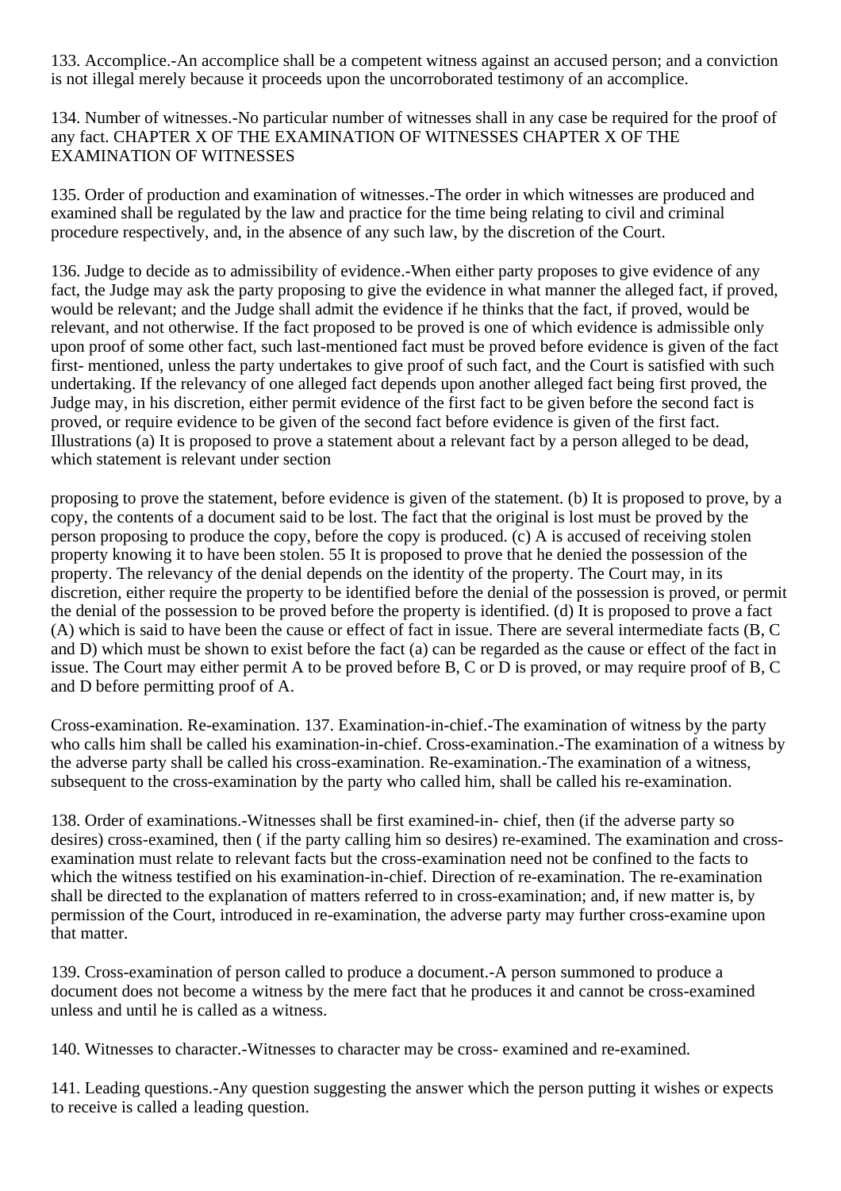133. Accomplice.-An accomplice shall be a competent witness against an accused person; and a conviction is not illegal merely because it proceeds upon the uncorroborated testimony of an accomplice.

134. Number of witnesses.-No particular number of witnesses shall in any case be required for the proof of any fact. CHAPTER X OF THE EXAMINATION OF WITNESSES CHAPTER X OF THE EXAMINATION OF WITNESSES

135. Order of production and examination of witnesses.-The order in which witnesses are produced and examined shall be regulated by the law and practice for the time being relating to civil and criminal procedure respectively, and, in the absence of any such law, by the discretion of the Court.

136. Judge to decide as to admissibility of evidence.-When either party proposes to give evidence of any fact, the Judge may ask the party proposing to give the evidence in what manner the alleged fact, if proved, would be relevant; and the Judge shall admit the evidence if he thinks that the fact, if proved, would be relevant, and not otherwise. If the fact proposed to be proved is one of which evidence is admissible only upon proof of some other fact, such last-mentioned fact must be proved before evidence is given of the fact first- mentioned, unless the party undertakes to give proof of such fact, and the Court is satisfied with such undertaking. If the relevancy of one alleged fact depends upon another alleged fact being first proved, the Judge may, in his discretion, either permit evidence of the first fact to be given before the second fact is proved, or require evidence to be given of the second fact before evidence is given of the first fact. Illustrations (a) It is proposed to prove a statement about a relevant fact by a person alleged to be dead, which statement is relevant under section

proposing to prove the statement, before evidence is given of the statement. (b) It is proposed to prove, by a copy, the contents of a document said to be lost. The fact that the original is lost must be proved by the person proposing to produce the copy, before the copy is produced. (c) A is accused of receiving stolen property knowing it to have been stolen. 55 It is proposed to prove that he denied the possession of the property. The relevancy of the denial depends on the identity of the property. The Court may, in its discretion, either require the property to be identified before the denial of the possession is proved, or permit the denial of the possession to be proved before the property is identified. (d) It is proposed to prove a fact (A) which is said to have been the cause or effect of fact in issue. There are several intermediate facts (B, C and D) which must be shown to exist before the fact (a) can be regarded as the cause or effect of the fact in issue. The Court may either permit A to be proved before B, C or D is proved, or may require proof of B, C and D before permitting proof of A.

Cross-examination. Re-examination. 137. Examination-in-chief.-The examination of witness by the party who calls him shall be called his examination-in-chief. Cross-examination.-The examination of a witness by the adverse party shall be called his cross-examination. Re-examination.-The examination of a witness, subsequent to the cross-examination by the party who called him, shall be called his re-examination.

138. Order of examinations.-Witnesses shall be first examined-in- chief, then (if the adverse party so desires) cross-examined, then ( if the party calling him so desires) re-examined. The examination and cross-examination must relate to relevant facts but the cross-examination need not be confined to the facts to which the witness testified on his examination-in-chief. Direction of re-examination. The re-examination shall be directed to the explanation of matters referred to in cross-examination; and, if new matter is, by permission of the Court, introduced in re-examination, the adverse party may further cross-examine upon that matter.

139. Cross-examination of person called to produce a document.-A person summoned to produce a document does not become a witness by the mere fact that he produces it and cannot be cross-examined unless and until he is called as a witness.

140. Witnesses to character.-Witnesses to character may be cross- examined and re-examined.

141. Leading questions.-Any question suggesting the answer which the person putting it wishes or expects to receive is called a leading question.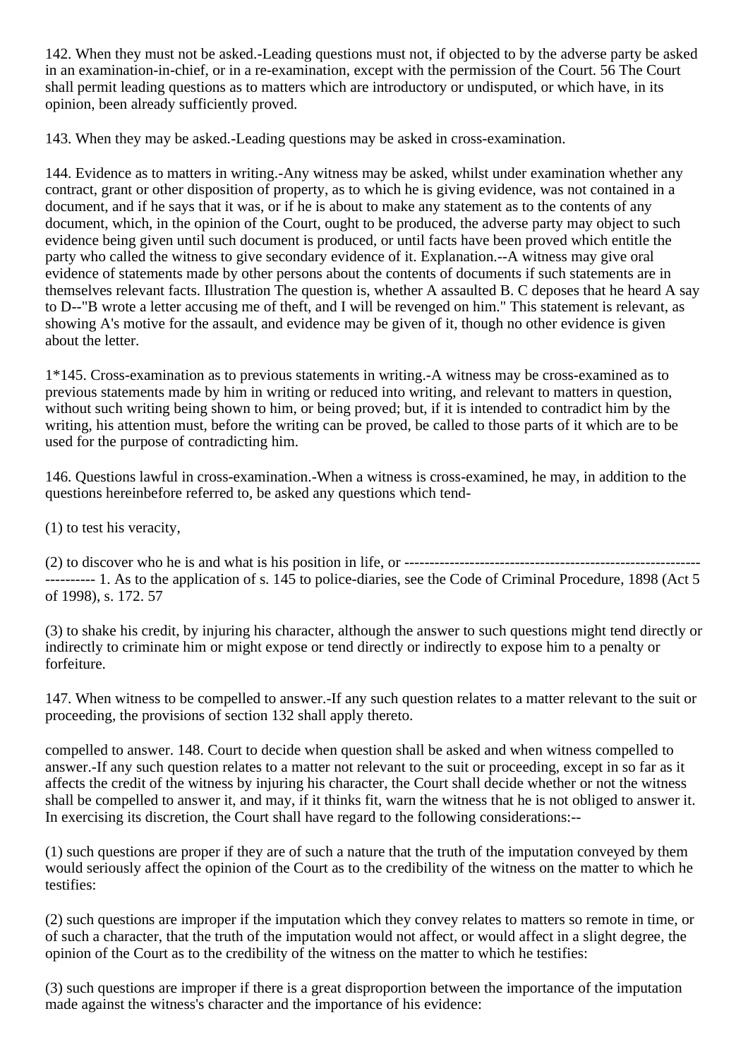142. When they must not be asked.-Leading questions must not, if objected to by the adverse party be asked in an examination-in-chief, or in a re-examination, except with the permission of the Court. 56 The Court shall permit leading questions as to matters which are introductory or undisputed, or which have, in its opinion, been already sufficiently proved.

143. When they may be asked.-Leading questions may be asked in cross-examination.

144. Evidence as to matters in writing.-Any witness may be asked, whilst under examination whether any contract, grant or other disposition of property, as to which he is giving evidence, was not contained in a document, and if he says that it was, or if he is about to make any statement as to the contents of any document, which, in the opinion of the Court, ought to be produced, the adverse party may object to such evidence being given until such document is produced, or until facts have been proved which entitle the party who called the witness to give secondary evidence of it. Explanation.--A witness may give oral evidence of statements made by other persons about the contents of documents if such statements are in themselves relevant facts. Illustration The question is, whether A assaulted B. C deposes that he heard A say to D--"B wrote a letter accusing me of theft, and I will be revenged on him." This statement is relevant, as showing A's motive for the assault, and evidence may be given of it, though no other evidence is given about the letter.

1*145. Cross-examination as to previous statements in writing.-A witness may be cross-examined as to previous statements made by him in writing or reduced into writing, and relevant to matters in question, without such writing being shown to him, or being proved; but, if it is intended to contradict him by the writing, his attention must, before the writing can be proved, be called to those parts of it which are to be used for the purpose of contradicting him.

146. Questions lawful in cross-examination.-When a witness is cross-examined, he may, in addition to the questions hereinbefore referred to, be asked any questions which tend-

(1) to test his veracity,

(2) to discover who he is and what is his position in life, or ---------------------------------------------------------------------- 1. As to the application of s. 145 to police-diaries, see the Code of Criminal Procedure, 1898 (Act 5 of 1998), s. 172. 57

(3) to shake his credit, by injuring his character, although the answer to such questions might tend directly or indirectly to criminate him or might expose or tend directly or indirectly to expose him to a penalty or forfeiture.

147. When witness to be compelled to answer.-If any such question relates to a matter relevant to the suit or proceeding, the provisions of section 132 shall apply thereto.

compelled to answer. 148. Court to decide when question shall be asked and when witness compelled to answer.-If any such question relates to a matter not relevant to the suit or proceeding, except in so far as it affects the credit of the witness by injuring his character, the Court shall decide whether or not the witness shall be compelled to answer it, and may, if it thinks fit, warn the witness that he is not obliged to answer it. In exercising its discretion, the Court shall have regard to the following considerations:--

(1) such questions are proper if they are of such a nature that the truth of the imputation conveyed by them would seriously affect the opinion of the Court as to the credibility of the witness on the matter to which he testifies:

(2) such questions are improper if the imputation which they convey relates to matters so remote in time, or of such a character, that the truth of the imputation would not affect, or would affect in a slight degree, the opinion of the Court as to the credibility of the witness on the matter to which he testifies:

(3) such questions are improper if there is a great disproportion between the importance of the imputation made against the witness's character and the importance of his evidence: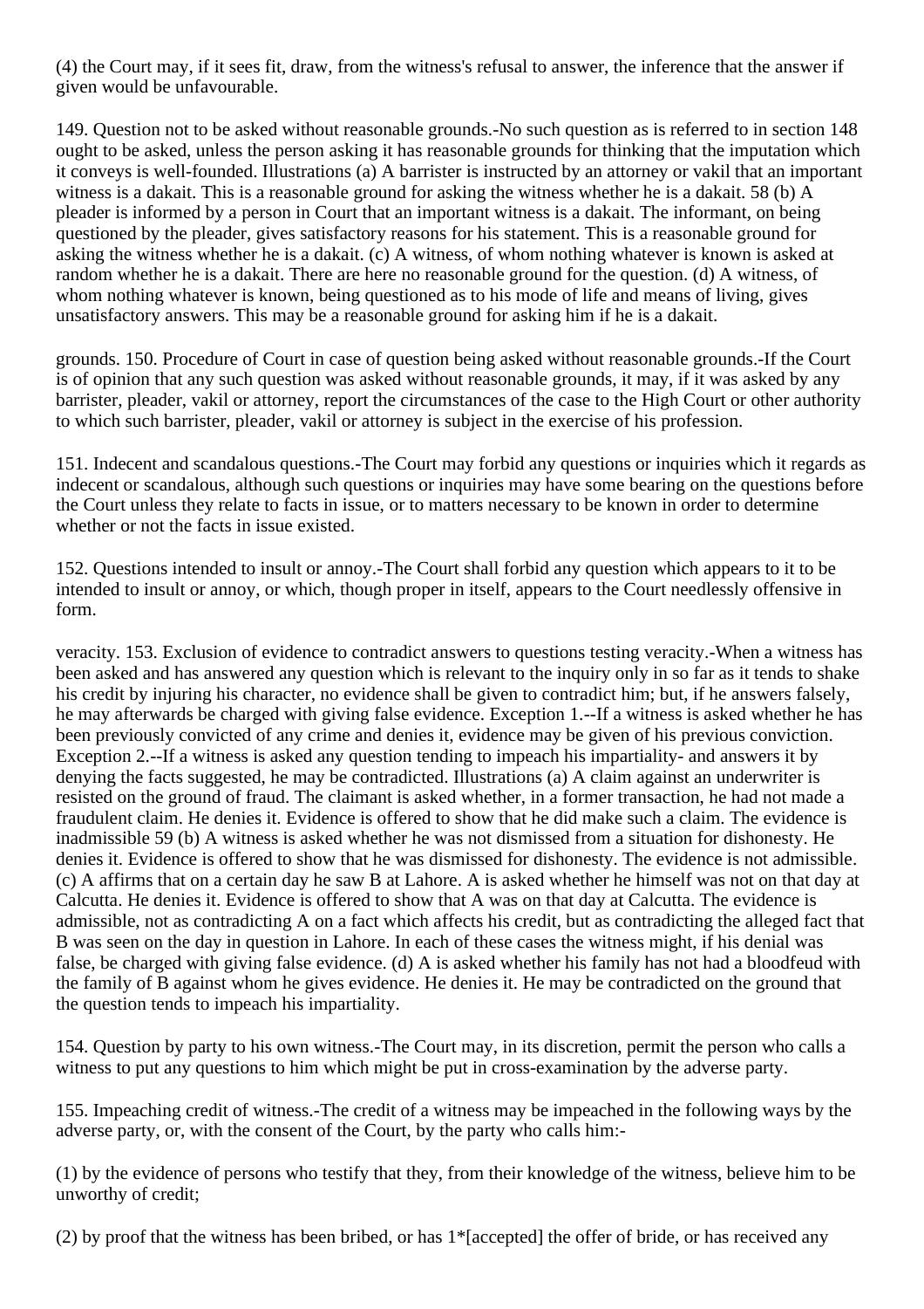(4) the Court may, if it sees fit, draw, from the witness's refusal to answer, the inference that the answer if given would be unfavourable.

149. Question not to be asked without reasonable grounds.-No such question as is referred to in section 148 ought to be asked, unless the person asking it has reasonable grounds for thinking that the imputation which it conveys is well-founded. Illustrations (a) A barrister is instructed by an attorney or vakil that an important witness is a dakait. This is a reasonable ground for asking the witness whether he is a dakait. 58 (b) A pleader is informed by a person in Court that an important witness is a dakait. The informant, on being questioned by the pleader, gives satisfactory reasons for his statement. This is a reasonable ground for asking the witness whether he is a dakait. (c) A witness, of whom nothing whatever is known is asked at random whether he is a dakait. There are here no reasonable ground for the question. (d) A witness, of whom nothing whatever is known, being questioned as to his mode of life and means of living, gives unsatisfactory answers. This may be a reasonable ground for asking him if he is a dakait.

grounds. 150. Procedure of Court in case of question being asked without reasonable grounds.-If the Court is of opinion that any such question was asked without reasonable grounds, it may, if it was asked by any barrister, pleader, vakil or attorney, report the circumstances of the case to the High Court or other authority to which such barrister, pleader, vakil or attorney is subject in the exercise of his profession.

151. Indecent and scandalous questions.-The Court may forbid any questions or inquiries which it regards as indecent or scandalous, although such questions or inquiries may have some bearing on the questions before the Court unless they relate to facts in issue, or to matters necessary to be known in order to determine whether or not the facts in issue existed.

152. Questions intended to insult or annoy.-The Court shall forbid any question which appears to it to be intended to insult or annoy, or which, though proper in itself, appears to the Court needlessly offensive in form.

veracity. 153. Exclusion of evidence to contradict answers to questions testing veracity.-When a witness has been asked and has answered any question which is relevant to the inquiry only in so far as it tends to shake his credit by injuring his character, no evidence shall be given to contradict him; but, if he answers falsely, he may afterwards be charged with giving false evidence. Exception 1.--If a witness is asked whether he has been previously convicted of any crime and denies it, evidence may be given of his previous conviction. Exception 2.--If a witness is asked any question tending to impeach his impartiality- and answers it by denying the facts suggested, he may be contradicted. Illustrations (a) A claim against an underwriter is resisted on the ground of fraud. The claimant is asked whether, in a former transaction, he had not made a fraudulent claim. He denies it. Evidence is offered to show that he did make such a claim. The evidence is inadmissible 59 (b) A witness is asked whether he was not dismissed from a situation for dishonesty. He denies it. Evidence is offered to show that he was dismissed for dishonesty. The evidence is not admissible. (c) A affirms that on a certain day he saw B at Lahore. A is asked whether he himself was not on that day at Calcutta. He denies it. Evidence is offered to show that A was on that day at Calcutta. The evidence is admissible, not as contradicting A on a fact which affects his credit, but as contradicting the alleged fact that B was seen on the day in question in Lahore. In each of these cases the witness might, if his denial was false, be charged with giving false evidence. (d) A is asked whether his family has not had a bloodfeud with the family of B against whom he gives evidence. He denies it. He may be contradicted on the ground that the question tends to impeach his impartiality.

154. Question by party to his own witness.-The Court may, in its discretion, permit the person who calls a witness to put any questions to him which might be put in cross-examination by the adverse party.

155. Impeaching credit of witness.-The credit of a witness may be impeached in the following ways by the adverse party, or, with the consent of the Court, by the party who calls him:-

(1) by the evidence of persons who testify that they, from their knowledge of the witness, believe him to be unworthy of credit;

(2) by proof that the witness has been bribed, or has 1*[accepted] the offer of bride, or has received any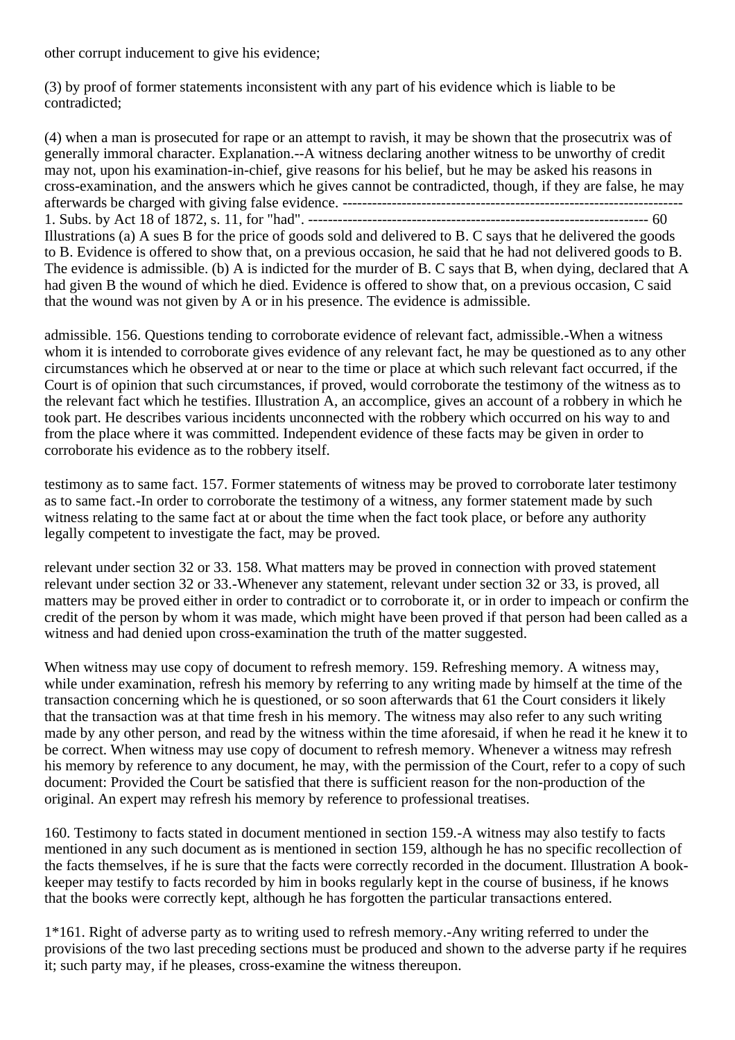other corrupt inducement to give his evidence;

(3) by proof of former statements inconsistent with any part of his evidence which is liable to be contradicted;

(4) when a man is prosecuted for rape or an attempt to ravish, it may be shown that the prosecutrix was of generally immoral character. Explanation.--A witness declaring another witness to be unworthy of credit may not, upon his examination-in-chief, give reasons for his belief, but he may be asked his reasons in cross-examination, and the answers which he gives cannot be contradicted, though, if they are false, he may afterwards be charged with giving false evidence. ---------------------------------------------------------------------- 1. Subs. by Act 18 of 1872, s. 11, for "had". ---------------------------------------------------------------------- 60 Illustrations (a) A sues B for the price of goods sold and delivered to B. C says that he delivered the goods to B. Evidence is offered to show that, on a previous occasion, he said that he had not delivered goods to B. The evidence is admissible. (b) A is indicted for the murder of B. C says that B, when dying, declared that A had given B the wound of which he died. Evidence is offered to show that, on a previous occasion, C said that the wound was not given by A or in his presence. The evidence is admissible.

admissible. 156. Questions tending to corroborate evidence of relevant fact, admissible.-When a witness whom it is intended to corroborate gives evidence of any relevant fact, he may be questioned as to any other circumstances which he observed at or near to the time or place at which such relevant fact occurred, if the Court is of opinion that such circumstances, if proved, would corroborate the testimony of the witness as to the relevant fact which he testifies. Illustration A, an accomplice, gives an account of a robbery in which he took part. He describes various incidents unconnected with the robbery which occurred on his way to and from the place where it was committed. Independent evidence of these facts may be given in order to corroborate his evidence as to the robbery itself.

testimony as to same fact. 157. Former statements of witness may be proved to corroborate later testimony as to same fact.-In order to corroborate the testimony of a witness, any former statement made by such witness relating to the same fact at or about the time when the fact took place, or before any authority legally competent to investigate the fact, may be proved.

relevant under section 32 or 33. 158. What matters may be proved in connection with proved statement relevant under section 32 or 33.-Whenever any statement, relevant under section 32 or 33, is proved, all matters may be proved either in order to contradict or to corroborate it, or in order to impeach or confirm the credit of the person by whom it was made, which might have been proved if that person had been called as a witness and had denied upon cross-examination the truth of the matter suggested.

When witness may use copy of document to refresh memory. 159. Refreshing memory. A witness may, while under examination, refresh his memory by referring to any writing made by himself at the time of the transaction concerning which he is questioned, or so soon afterwards that 61 the Court considers it likely that the transaction was at that time fresh in his memory. The witness may also refer to any such writing made by any other person, and read by the witness within the time aforesaid, if when he read it he knew it to be correct. When witness may use copy of document to refresh memory. Whenever a witness may refresh his memory by reference to any document, he may, with the permission of the Court, refer to a copy of such document: Provided the Court be satisfied that there is sufficient reason for the non-production of the original. An expert may refresh his memory by reference to professional treatises.

160. Testimony to facts stated in document mentioned in section 159.-A witness may also testify to facts mentioned in any such document as is mentioned in section 159, although he has no specific recollection of the facts themselves, if he is sure that the facts were correctly recorded in the document. Illustration A book-keeper may testify to facts recorded by him in books regularly kept in the course of business, if he knows that the books were correctly kept, although he has forgotten the particular transactions entered.

1*161. Right of adverse party as to writing used to refresh memory.-Any writing referred to under the provisions of the two last preceding sections must be produced and shown to the adverse party if he requires it; such party may, if he pleases, cross-examine the witness thereupon.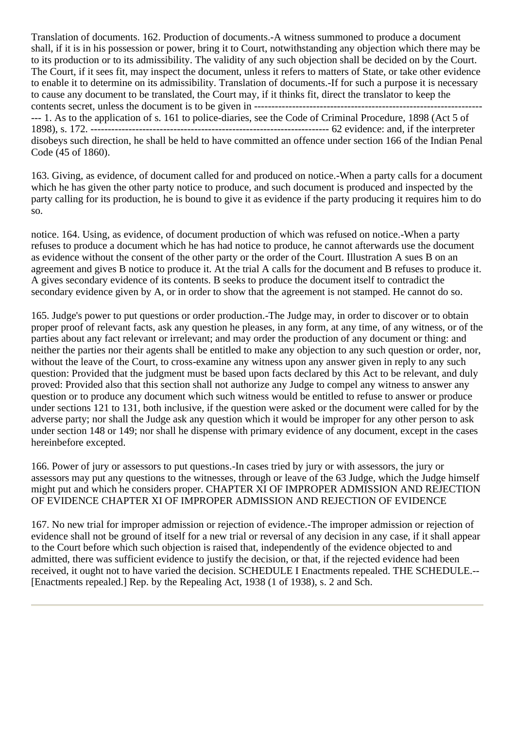Translation of documents. 162. Production of documents.-A witness summoned to produce a document shall, if it is in his possession or power, bring it to Court, notwithstanding any objection which there may be to its production or to its admissibility. The validity of any such objection shall be decided on by the Court. The Court, if it sees fit, may inspect the document, unless it refers to matters of State, or take other evidence to enable it to determine on its admissibility. Translation of documents.-If for such a purpose it is necessary to cause any document to be translated, the Court may, if it thinks fit, direct the translator to keep the contents secret, unless the document is to be given in ------------------------------------------------------------------- --- 1. As to the application of s. 161 to police-diaries, see the Code of Criminal Procedure, 1898 (Act 5 of 1898), s. 172. -------------------------------------------------------------------- 62 evidence: and, if the interpreter disobeys such direction, he shall be held to have committed an offence under section 166 of the Indian Penal Code (45 of 1860).

163. Giving, as evidence, of document called for and produced on notice.-When a party calls for a document which he has given the other party notice to produce, and such document is produced and inspected by the party calling for its production, he is bound to give it as evidence if the party producing it requires him to do so.

notice. 164. Using, as evidence, of document production of which was refused on notice.-When a party refuses to produce a document which he has had notice to produce, he cannot afterwards use the document as evidence without the consent of the other party or the order of the Court. Illustration A sues B on an agreement and gives B notice to produce it. At the trial A calls for the document and B refuses to produce it. A gives secondary evidence of its contents. B seeks to produce the document itself to contradict the secondary evidence given by A, or in order to show that the agreement is not stamped. He cannot do so.

165. Judge's power to put questions or order production.-The Judge may, in order to discover or to obtain proper proof of relevant facts, ask any question he pleases, in any form, at any time, of any witness, or of the parties about any fact relevant or irrelevant; and may order the production of any document or thing: and neither the parties nor their agents shall be entitled to make any objection to any such question or order, nor, without the leave of the Court, to cross-examine any witness upon any answer given in reply to any such question: Provided that the judgment must be based upon facts declared by this Act to be relevant, and duly proved: Provided also that this section shall not authorize any Judge to compel any witness to answer any question or to produce any document which such witness would be entitled to refuse to answer or produce under sections 121 to 131, both inclusive, if the question were asked or the document were called for by the adverse party; nor shall the Judge ask any question which it would be improper for any other person to ask under section 148 or 149; nor shall he dispense with primary evidence of any document, except in the cases hereinbefore excepted.

166. Power of jury or assessors to put questions.-In cases tried by jury or with assessors, the jury or assessors may put any questions to the witnesses, through or leave of the 63 Judge, which the Judge himself might put and which he considers proper. CHAPTER XI OF IMPROPER ADMISSION AND REJECTION OF EVIDENCE CHAPTER XI OF IMPROPER ADMISSION AND REJECTION OF EVIDENCE

167. No new trial for improper admission or rejection of evidence.-The improper admission or rejection of evidence shall not be ground of itself for a new trial or reversal of any decision in any case, if it shall appear to the Court before which such objection is raised that, independently of the evidence objected to and admitted, there was sufficient evidence to justify the decision, or that, if the rejected evidence had been received, it ought not to have varied the decision. SCHEDULE I Enactments repealed. THE SCHEDULE.--[Enactments repealed.] Rep. by the Repealing Act, 1938 (1 of 1938), s. 2 and Sch.